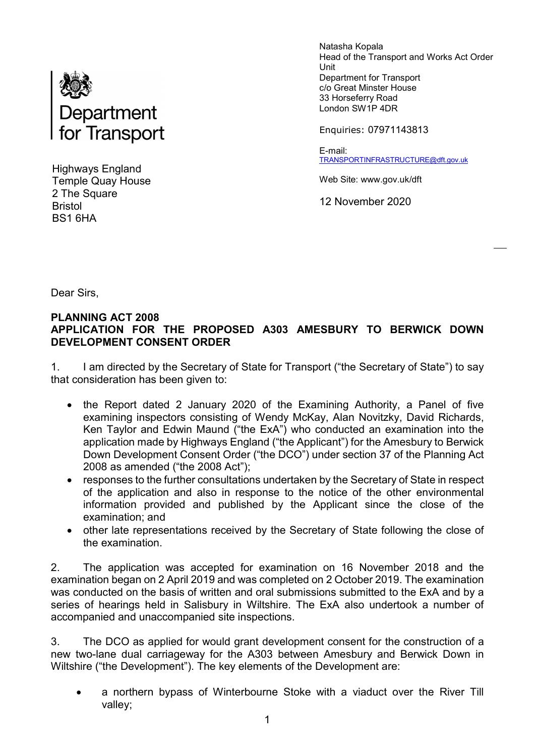Department for Transport

Natasha Kopala
Head of the Transport and Works Act Order Unit
Department for Transport
c/o Great Minster House
33 Horseferry Road
London SW1P 4DR

Enquiries: 07971143813

E-mail:
TRANSPORTINFRASTRUCTURE@dft.gov.uk

Web Site: www.gov.uk/dft

12 November 2020

Highways England
Temple Quay House
2 The Square
Bristol
BS1 6HA

Dear Sirs,

**PLANNING ACT 2008**
**APPLICATION FOR THE PROPOSED A303 AMESBURY TO BERWICK DOWN DEVELOPMENT CONSENT ORDER**

1. I am directed by the Secretary of State for Transport ("the Secretary of State") to say that consideration has been given to:

- the Report dated 2 January 2020 of the Examining Authority, a Panel of five examining inspectors consisting of Wendy McKay, Alan Novitzky, David Richards, Ken Taylor and Edwin Maund ("the ExA") who conducted an examination into the application made by Highways England ("the Applicant") for the Amesbury to Berwick Down Development Consent Order ("the DCO") under section 37 of the Planning Act 2008 as amended ("the 2008 Act");
- responses to the further consultations undertaken by the Secretary of State in respect of the application and also in response to the notice of the other environmental information provided and published by the Applicant since the close of the examination; and
- other late representations received by the Secretary of State following the close of the examination.

2. The application was accepted for examination on 16 November 2018 and the examination began on 2 April 2019 and was completed on 2 October 2019. The examination was conducted on the basis of written and oral submissions submitted to the ExA and by a series of hearings held in Salisbury in Wiltshire. The ExA also undertook a number of accompanied and unaccompanied site inspections.

3. The DCO as applied for would grant development consent for the construction of a new two-lane dual carriageway for the A303 between Amesbury and Berwick Down in Wiltshire ("the Development"). The key elements of the Development are:

- a northern bypass of Winterbourne Stoke with a viaduct over the River Till valley;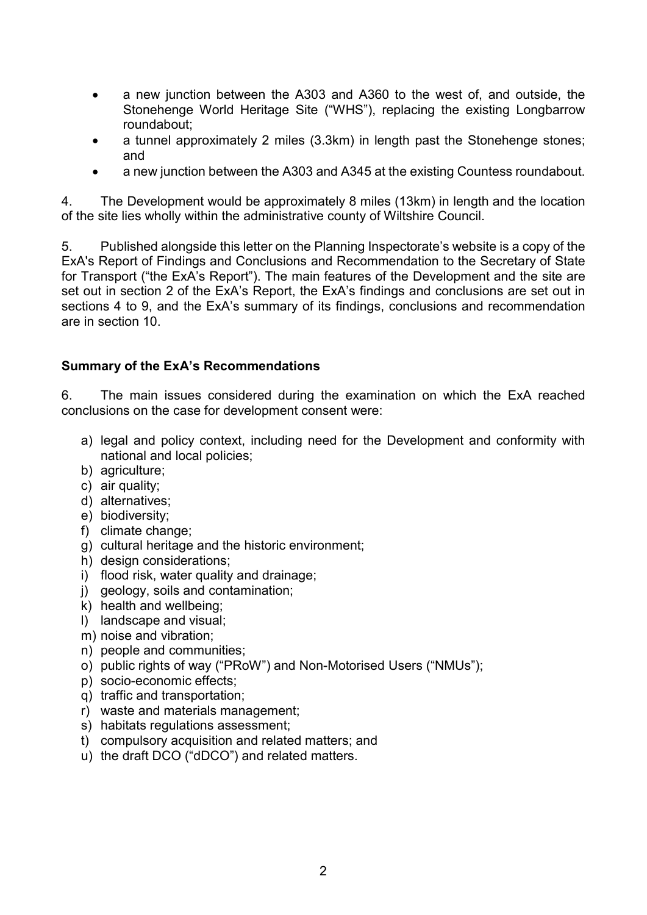- a new junction between the A303 and A360 to the west of, and outside, the Stonehenge World Heritage Site ("WHS"), replacing the existing Longbarrow roundabout;
- a tunnel approximately 2 miles (3.3km) in length past the Stonehenge stones; and
- a new junction between the A303 and A345 at the existing Countess roundabout.

4. The Development would be approximately 8 miles (13km) in length and the location of the site lies wholly within the administrative county of Wiltshire Council.

5. Published alongside this letter on the Planning Inspectorate's website is a copy of the ExA's Report of Findings and Conclusions and Recommendation to the Secretary of State for Transport ("the ExA's Report"). The main features of the Development and the site are set out in section 2 of the ExA's Report, the ExA's findings and conclusions are set out in sections 4 to 9, and the ExA's summary of its findings, conclusions and recommendation are in section 10.

**Summary of the ExA's Recommendations**

6. The main issues considered during the examination on which the ExA reached conclusions on the case for development consent were:

a) legal and policy context, including need for the Development and conformity with national and local policies;
b) agriculture;
c) air quality;
d) alternatives;
e) biodiversity;
f) climate change;
g) cultural heritage and the historic environment;
h) design considerations;
i) flood risk, water quality and drainage;
j) geology, soils and contamination;
k) health and wellbeing;
l) landscape and visual;
m) noise and vibration;
n) people and communities;
o) public rights of way ("PRoW") and Non-Motorised Users ("NMUs");
p) socio-economic effects;
q) traffic and transportation;
r) waste and materials management;
s) habitats regulations assessment;
t) compulsory acquisition and related matters; and
u) the draft DCO ("dDCO") and related matters.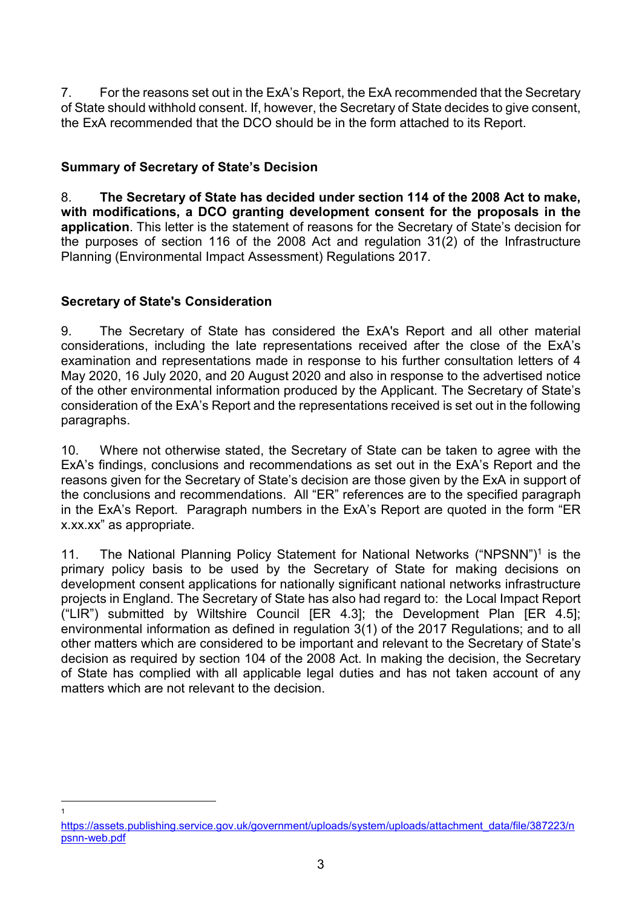7. For the reasons set out in the ExA's Report, the ExA recommended that the Secretary of State should withhold consent. If, however, the Secretary of State decides to give consent, the ExA recommended that the DCO should be in the form attached to its Report.

## Summary of Secretary of State's Decision

8. **The Secretary of State has decided under section 114 of the 2008 Act to make, with modifications, a DCO granting development consent for the proposals in the application**. This letter is the statement of reasons for the Secretary of State's decision for the purposes of section 116 of the 2008 Act and regulation 31(2) of the Infrastructure Planning (Environmental Impact Assessment) Regulations 2017.

## Secretary of State's Consideration

9. The Secretary of State has considered the ExA's Report and all other material considerations, including the late representations received after the close of the ExA's examination and representations made in response to his further consultation letters of 4 May 2020, 16 July 2020, and 20 August 2020 and also in response to the advertised notice of the other environmental information produced by the Applicant. The Secretary of State's consideration of the ExA's Report and the representations received is set out in the following paragraphs.

10. Where not otherwise stated, the Secretary of State can be taken to agree with the ExA's findings, conclusions and recommendations as set out in the ExA's Report and the reasons given for the Secretary of State's decision are those given by the ExA in support of the conclusions and recommendations. All "ER" references are to the specified paragraph in the ExA's Report. Paragraph numbers in the ExA's Report are quoted in the form "ER x.xx.xx" as appropriate.

11. The National Planning Policy Statement for National Networks ("NPSNN")[1] is the primary policy basis to be used by the Secretary of State for making decisions on development consent applications for nationally significant national networks infrastructure projects in England. The Secretary of State has also had regard to: the Local Impact Report ("LIR") submitted by Wiltshire Council [ER 4.3]; the Development Plan [ER 4.5]; environmental information as defined in regulation 3(1) of the 2017 Regulations; and to all other matters which are considered to be important and relevant to the Secretary of State's decision as required by section 104 of the 2008 Act. In making the decision, the Secretary of State has complied with all applicable legal duties and has not taken account of any matters which are not relevant to the decision.

---

[1] https://assets.publishing.service.gov.uk/government/uploads/system/uploads/attachment_data/file/387223/npsnn-web.pdf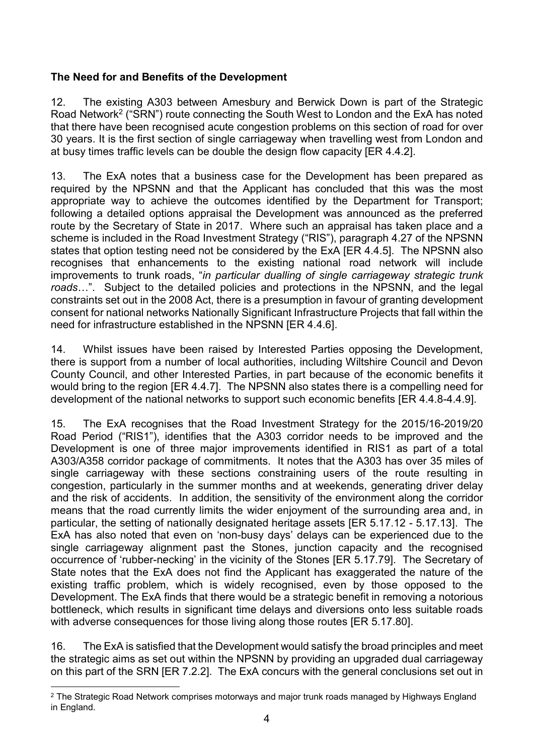**The Need for and Benefits of the Development**

12. The existing A303 between Amesbury and Berwick Down is part of the Strategic Road Network[2] ("SRN") route connecting the South West to London and the ExA has noted that there have been recognised acute congestion problems on this section of road for over 30 years. It is the first section of single carriageway when travelling west from London and at busy times traffic levels can be double the design flow capacity [ER 4.4.2].

13. The ExA notes that a business case for the Development has been prepared as required by the NPSNN and that the Applicant has concluded that this was the most appropriate way to achieve the outcomes identified by the Department for Transport; following a detailed options appraisal the Development was announced as the preferred route by the Secretary of State in 2017. Where such an appraisal has taken place and a scheme is included in the Road Investment Strategy ("RIS"), paragraph 4.27 of the NPSNN states that option testing need not be considered by the ExA [ER 4.4.5]. The NPSNN also recognises that enhancements to the existing national road network will include improvements to trunk roads, "*in particular dualling of single carriageway strategic trunk roads*…". Subject to the detailed policies and protections in the NPSNN, and the legal constraints set out in the 2008 Act, there is a presumption in favour of granting development consent for national networks Nationally Significant Infrastructure Projects that fall within the need for infrastructure established in the NPSNN [ER 4.4.6].

14. Whilst issues have been raised by Interested Parties opposing the Development, there is support from a number of local authorities, including Wiltshire Council and Devon County Council, and other Interested Parties, in part because of the economic benefits it would bring to the region [ER 4.4.7]. The NPSNN also states there is a compelling need for development of the national networks to support such economic benefits [ER 4.4.8-4.4.9].

15. The ExA recognises that the Road Investment Strategy for the 2015/16-2019/20 Road Period ("RIS1"), identifies that the A303 corridor needs to be improved and the Development is one of three major improvements identified in RIS1 as part of a total A303/A358 corridor package of commitments. It notes that the A303 has over 35 miles of single carriageway with these sections constraining users of the route resulting in congestion, particularly in the summer months and at weekends, generating driver delay and the risk of accidents. In addition, the sensitivity of the environment along the corridor means that the road currently limits the wider enjoyment of the surrounding area and, in particular, the setting of nationally designated heritage assets [ER 5.17.12 - 5.17.13]. The ExA has also noted that even on 'non-busy days' delays can be experienced due to the single carriageway alignment past the Stones, junction capacity and the recognised occurrence of 'rubber-necking' in the vicinity of the Stones [ER 5.17.79]. The Secretary of State notes that the ExA does not find the Applicant has exaggerated the nature of the existing traffic problem, which is widely recognised, even by those opposed to the Development. The ExA finds that there would be a strategic benefit in removing a notorious bottleneck, which results in significant time delays and diversions onto less suitable roads with adverse consequences for those living along those routes [ER 5.17.80].

16. The ExA is satisfied that the Development would satisfy the broad principles and meet the strategic aims as set out within the NPSNN by providing an upgraded dual carriageway on this part of the SRN [ER 7.2.2]. The ExA concurs with the general conclusions set out in

[2] The Strategic Road Network comprises motorways and major trunk roads managed by Highways England in England.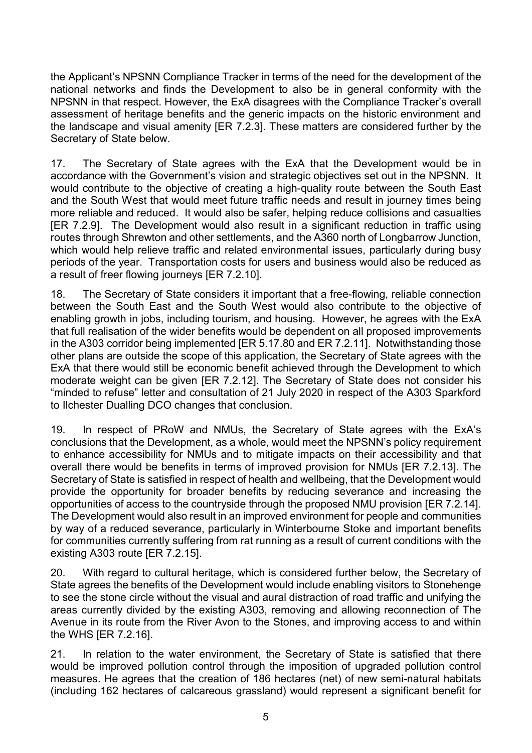the Applicant's NPSNN Compliance Tracker in terms of the need for the development of the national networks and finds the Development to also be in general conformity with the NPSNN in that respect. However, the ExA disagrees with the Compliance Tracker's overall assessment of heritage benefits and the generic impacts on the historic environment and the landscape and visual amenity [ER 7.2.3]. These matters are considered further by the Secretary of State below.

17. The Secretary of State agrees with the ExA that the Development would be in accordance with the Government's vision and strategic objectives set out in the NPSNN. It would contribute to the objective of creating a high-quality route between the South East and the South West that would meet future traffic needs and result in journey times being more reliable and reduced. It would also be safer, helping reduce collisions and casualties [ER 7.2.9]. The Development would also result in a significant reduction in traffic using routes through Shrewton and other settlements, and the A360 north of Longbarrow Junction, which would help relieve traffic and related environmental issues, particularly during busy periods of the year. Transportation costs for users and business would also be reduced as a result of freer flowing journeys [ER 7.2.10].

18. The Secretary of State considers it important that a free-flowing, reliable connection between the South East and the South West would also contribute to the objective of enabling growth in jobs, including tourism, and housing. However, he agrees with the ExA that full realisation of the wider benefits would be dependent on all proposed improvements in the A303 corridor being implemented [ER 5.17.80 and ER 7.2.11]. Notwithstanding those other plans are outside the scope of this application, the Secretary of State agrees with the ExA that there would still be economic benefit achieved through the Development to which moderate weight can be given [ER 7.2.12]. The Secretary of State does not consider his "minded to refuse" letter and consultation of 21 July 2020 in respect of the A303 Sparkford to Ilchester Dualling DCO changes that conclusion.

19. In respect of PRoW and NMUs, the Secretary of State agrees with the ExA's conclusions that the Development, as a whole, would meet the NPSNN's policy requirement to enhance accessibility for NMUs and to mitigate impacts on their accessibility and that overall there would be benefits in terms of improved provision for NMUs [ER 7.2.13]. The Secretary of State is satisfied in respect of health and wellbeing, that the Development would provide the opportunity for broader benefits by reducing severance and increasing the opportunities of access to the countryside through the proposed NMU provision [ER 7.2.14]. The Development would also result in an improved environment for people and communities by way of a reduced severance, particularly in Winterbourne Stoke and important benefits for communities currently suffering from rat running as a result of current conditions with the existing A303 route [ER 7.2.15].

20. With regard to cultural heritage, which is considered further below, the Secretary of State agrees the benefits of the Development would include enabling visitors to Stonehenge to see the stone circle without the visual and aural distraction of road traffic and unifying the areas currently divided by the existing A303, removing and allowing reconnection of The Avenue in its route from the River Avon to the Stones, and improving access to and within the WHS [ER 7.2.16].

21. In relation to the water environment, the Secretary of State is satisfied that there would be improved pollution control through the imposition of upgraded pollution control measures. He agrees that the creation of 186 hectares (net) of new semi-natural habitats (including 162 hectares of calcareous grassland) would represent a significant benefit for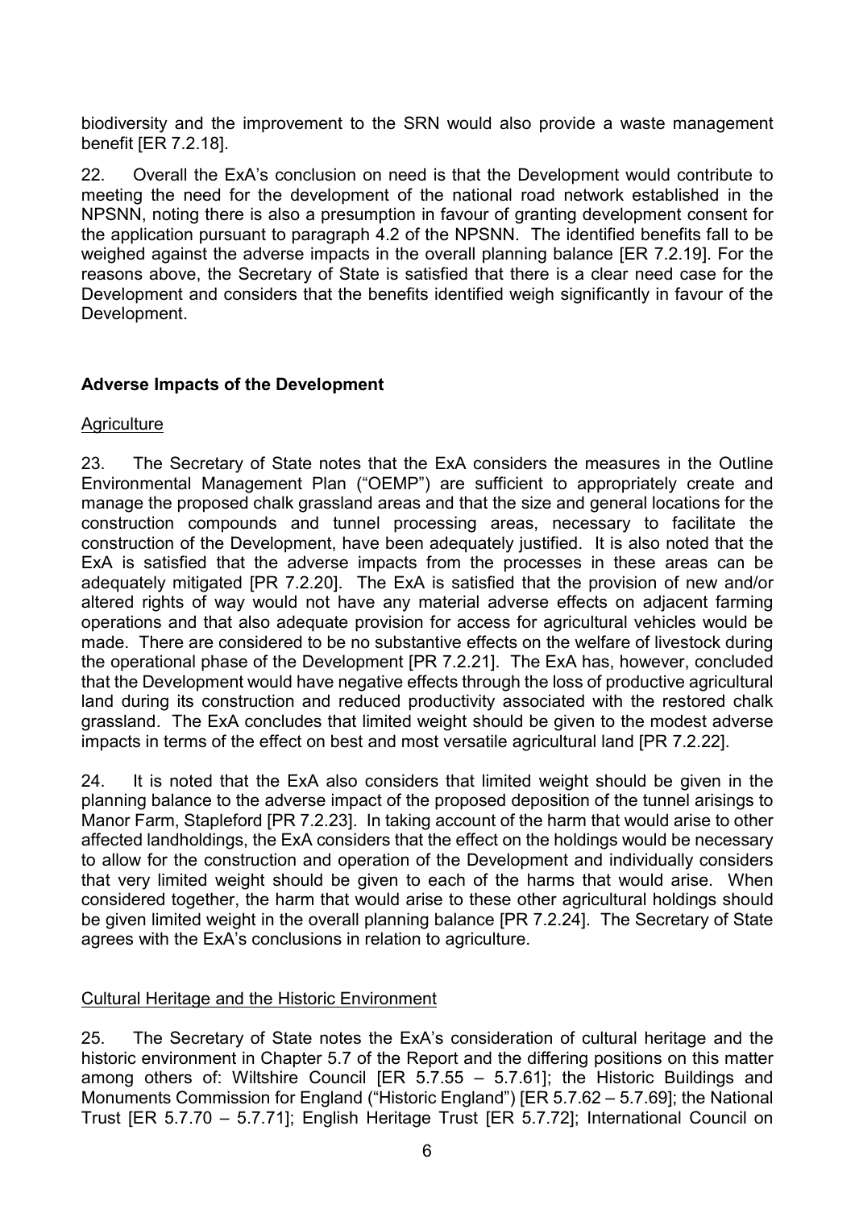biodiversity and the improvement to the SRN would also provide a waste management benefit [ER 7.2.18].

22. Overall the ExA's conclusion on need is that the Development would contribute to meeting the need for the development of the national road network established in the NPSNN, noting there is also a presumption in favour of granting development consent for the application pursuant to paragraph 4.2 of the NPSNN. The identified benefits fall to be weighed against the adverse impacts in the overall planning balance [ER 7.2.19]. For the reasons above, the Secretary of State is satisfied that there is a clear need case for the Development and considers that the benefits identified weigh significantly in favour of the Development.

**Adverse Impacts of the Development**

Agriculture

23. The Secretary of State notes that the ExA considers the measures in the Outline Environmental Management Plan ("OEMP") are sufficient to appropriately create and manage the proposed chalk grassland areas and that the size and general locations for the construction compounds and tunnel processing areas, necessary to facilitate the construction of the Development, have been adequately justified. It is also noted that the ExA is satisfied that the adverse impacts from the processes in these areas can be adequately mitigated [PR 7.2.20]. The ExA is satisfied that the provision of new and/or altered rights of way would not have any material adverse effects on adjacent farming operations and that also adequate provision for access for agricultural vehicles would be made. There are considered to be no substantive effects on the welfare of livestock during the operational phase of the Development [PR 7.2.21]. The ExA has, however, concluded that the Development would have negative effects through the loss of productive agricultural land during its construction and reduced productivity associated with the restored chalk grassland. The ExA concludes that limited weight should be given to the modest adverse impacts in terms of the effect on best and most versatile agricultural land [PR 7.2.22].

24. It is noted that the ExA also considers that limited weight should be given in the planning balance to the adverse impact of the proposed deposition of the tunnel arisings to Manor Farm, Stapleford [PR 7.2.23]. In taking account of the harm that would arise to other affected landholdings, the ExA considers that the effect on the holdings would be necessary to allow for the construction and operation of the Development and individually considers that very limited weight should be given to each of the harms that would arise. When considered together, the harm that would arise to these other agricultural holdings should be given limited weight in the overall planning balance [PR 7.2.24]. The Secretary of State agrees with the ExA's conclusions in relation to agriculture.

Cultural Heritage and the Historic Environment

25. The Secretary of State notes the ExA's consideration of cultural heritage and the historic environment in Chapter 5.7 of the Report and the differing positions on this matter among others of: Wiltshire Council [ER 5.7.55 – 5.7.61]; the Historic Buildings and Monuments Commission for England ("Historic England") [ER 5.7.62 – 5.7.69]; the National Trust [ER 5.7.70 – 5.7.71]; English Heritage Trust [ER 5.7.72]; International Council on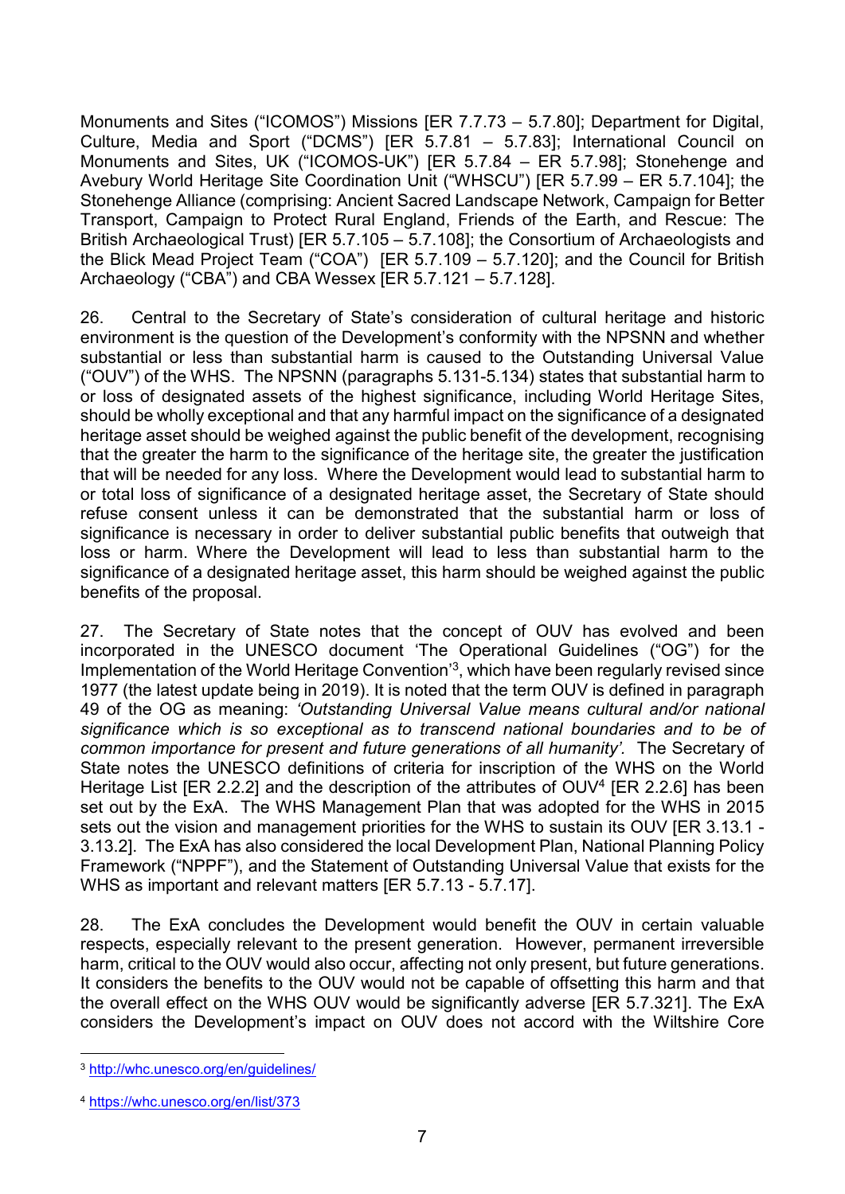Monuments and Sites ("ICOMOS") Missions [ER 7.7.73 – 5.7.80]; Department for Digital, Culture, Media and Sport ("DCMS") [ER 5.7.81 – 5.7.83]; International Council on Monuments and Sites, UK ("ICOMOS-UK") [ER 5.7.84 – ER 5.7.98]; Stonehenge and Avebury World Heritage Site Coordination Unit ("WHSCU") [ER 5.7.99 – ER 5.7.104]; the Stonehenge Alliance (comprising: Ancient Sacred Landscape Network, Campaign for Better Transport, Campaign to Protect Rural England, Friends of the Earth, and Rescue: The British Archaeological Trust) [ER 5.7.105 – 5.7.108]; the Consortium of Archaeologists and the Blick Mead Project Team ("COA") [ER 5.7.109 – 5.7.120]; and the Council for British Archaeology ("CBA") and CBA Wessex [ER 5.7.121 – 5.7.128].

26. Central to the Secretary of State's consideration of cultural heritage and historic environment is the question of the Development's conformity with the NPSNN and whether substantial or less than substantial harm is caused to the Outstanding Universal Value ("OUV") of the WHS. The NPSNN (paragraphs 5.131-5.134) states that substantial harm to or loss of designated assets of the highest significance, including World Heritage Sites, should be wholly exceptional and that any harmful impact on the significance of a designated heritage asset should be weighed against the public benefit of the development, recognising that the greater the harm to the significance of the heritage site, the greater the justification that will be needed for any loss. Where the Development would lead to substantial harm to or total loss of significance of a designated heritage asset, the Secretary of State should refuse consent unless it can be demonstrated that the substantial harm or loss of significance is necessary in order to deliver substantial public benefits that outweigh that loss or harm. Where the Development will lead to less than substantial harm to the significance of a designated heritage asset, this harm should be weighed against the public benefits of the proposal.

27. The Secretary of State notes that the concept of OUV has evolved and been incorporated in the UNESCO document 'The Operational Guidelines ("OG") for the Implementation of the World Heritage Convention'[3], which have been regularly revised since 1977 (the latest update being in 2019). It is noted that the term OUV is defined in paragraph 49 of the OG as meaning: *'Outstanding Universal Value means cultural and/or national significance which is so exceptional as to transcend national boundaries and to be of common importance for present and future generations of all humanity'.* The Secretary of State notes the UNESCO definitions of criteria for inscription of the WHS on the World Heritage List [ER 2.2.2] and the description of the attributes of OUV[4] [ER 2.2.6] has been set out by the ExA. The WHS Management Plan that was adopted for the WHS in 2015 sets out the vision and management priorities for the WHS to sustain its OUV [ER 3.13.1 - 3.13.2]. The ExA has also considered the local Development Plan, National Planning Policy Framework ("NPPF"), and the Statement of Outstanding Universal Value that exists for the WHS as important and relevant matters [ER 5.7.13 - 5.7.17].

28. The ExA concludes the Development would benefit the OUV in certain valuable respects, especially relevant to the present generation. However, permanent irreversible harm, critical to the OUV would also occur, affecting not only present, but future generations. It considers the benefits to the OUV would not be capable of offsetting this harm and that the overall effect on the WHS OUV would be significantly adverse [ER 5.7.321]. The ExA considers the Development's impact on OUV does not accord with the Wiltshire Core

[3] http://whc.unesco.org/en/guidelines/

[4] https://whc.unesco.org/en/list/373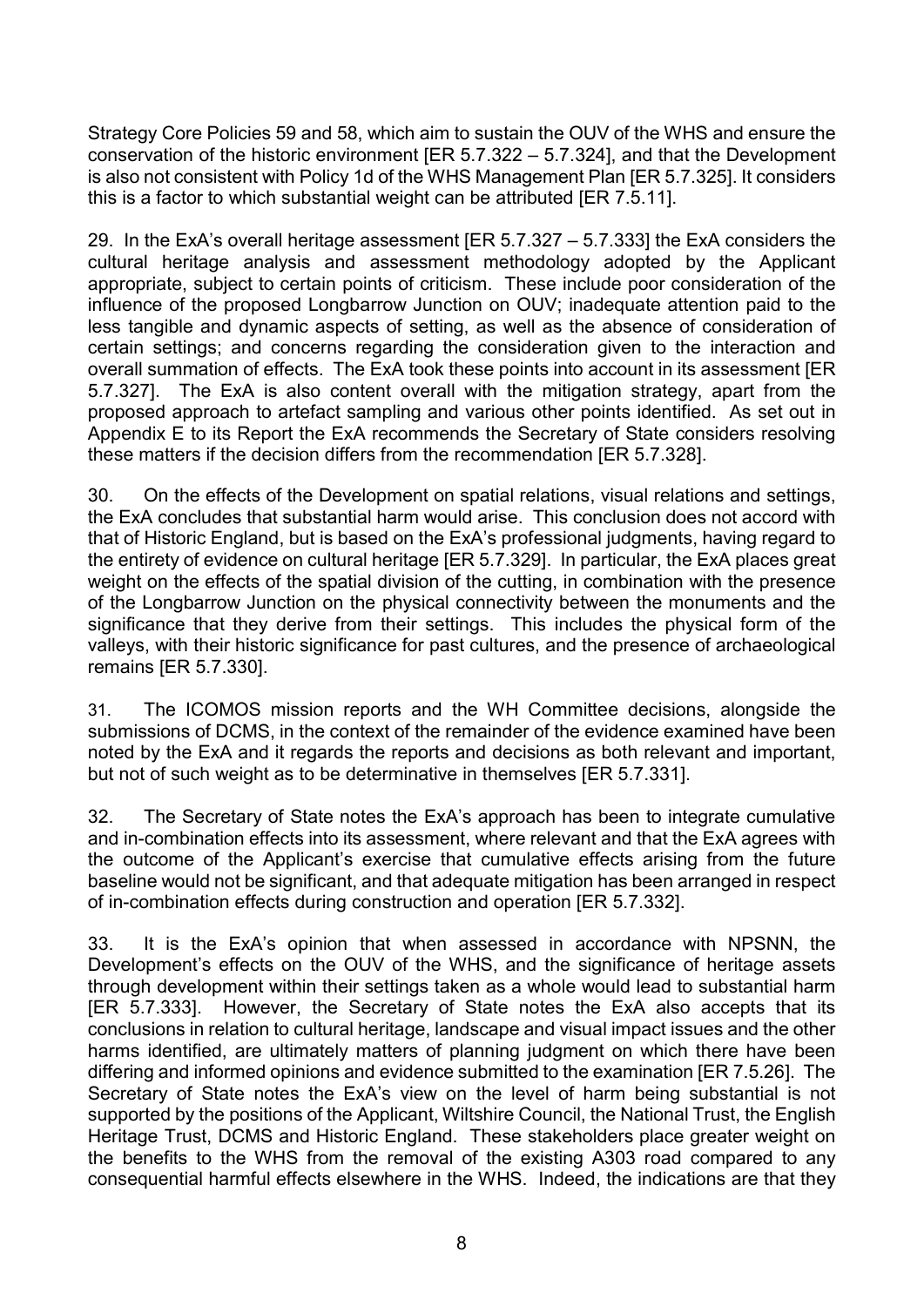Strategy Core Policies 59 and 58, which aim to sustain the OUV of the WHS and ensure the conservation of the historic environment [ER 5.7.322 – 5.7.324], and that the Development is also not consistent with Policy 1d of the WHS Management Plan [ER 5.7.325]. It considers this is a factor to which substantial weight can be attributed [ER 7.5.11].

29. In the ExA's overall heritage assessment [ER 5.7.327 – 5.7.333] the ExA considers the cultural heritage analysis and assessment methodology adopted by the Applicant appropriate, subject to certain points of criticism. These include poor consideration of the influence of the proposed Longbarrow Junction on OUV; inadequate attention paid to the less tangible and dynamic aspects of setting, as well as the absence of consideration of certain settings; and concerns regarding the consideration given to the interaction and overall summation of effects. The ExA took these points into account in its assessment [ER 5.7.327]. The ExA is also content overall with the mitigation strategy, apart from the proposed approach to artefact sampling and various other points identified. As set out in Appendix E to its Report the ExA recommends the Secretary of State considers resolving these matters if the decision differs from the recommendation [ER 5.7.328].

30. On the effects of the Development on spatial relations, visual relations and settings, the ExA concludes that substantial harm would arise. This conclusion does not accord with that of Historic England, but is based on the ExA's professional judgments, having regard to the entirety of evidence on cultural heritage [ER 5.7.329]. In particular, the ExA places great weight on the effects of the spatial division of the cutting, in combination with the presence of the Longbarrow Junction on the physical connectivity between the monuments and the significance that they derive from their settings. This includes the physical form of the valleys, with their historic significance for past cultures, and the presence of archaeological remains [ER 5.7.330].

31. The ICOMOS mission reports and the WH Committee decisions, alongside the submissions of DCMS, in the context of the remainder of the evidence examined have been noted by the ExA and it regards the reports and decisions as both relevant and important, but not of such weight as to be determinative in themselves [ER 5.7.331].

32. The Secretary of State notes the ExA's approach has been to integrate cumulative and in-combination effects into its assessment, where relevant and that the ExA agrees with the outcome of the Applicant's exercise that cumulative effects arising from the future baseline would not be significant, and that adequate mitigation has been arranged in respect of in-combination effects during construction and operation [ER 5.7.332].

33. It is the ExA's opinion that when assessed in accordance with NPSNN, the Development's effects on the OUV of the WHS, and the significance of heritage assets through development within their settings taken as a whole would lead to substantial harm [ER 5.7.333]. However, the Secretary of State notes the ExA also accepts that its conclusions in relation to cultural heritage, landscape and visual impact issues and the other harms identified, are ultimately matters of planning judgment on which there have been differing and informed opinions and evidence submitted to the examination [ER 7.5.26]. The Secretary of State notes the ExA's view on the level of harm being substantial is not supported by the positions of the Applicant, Wiltshire Council, the National Trust, the English Heritage Trust, DCMS and Historic England. These stakeholders place greater weight on the benefits to the WHS from the removal of the existing A303 road compared to any consequential harmful effects elsewhere in the WHS. Indeed, the indications are that they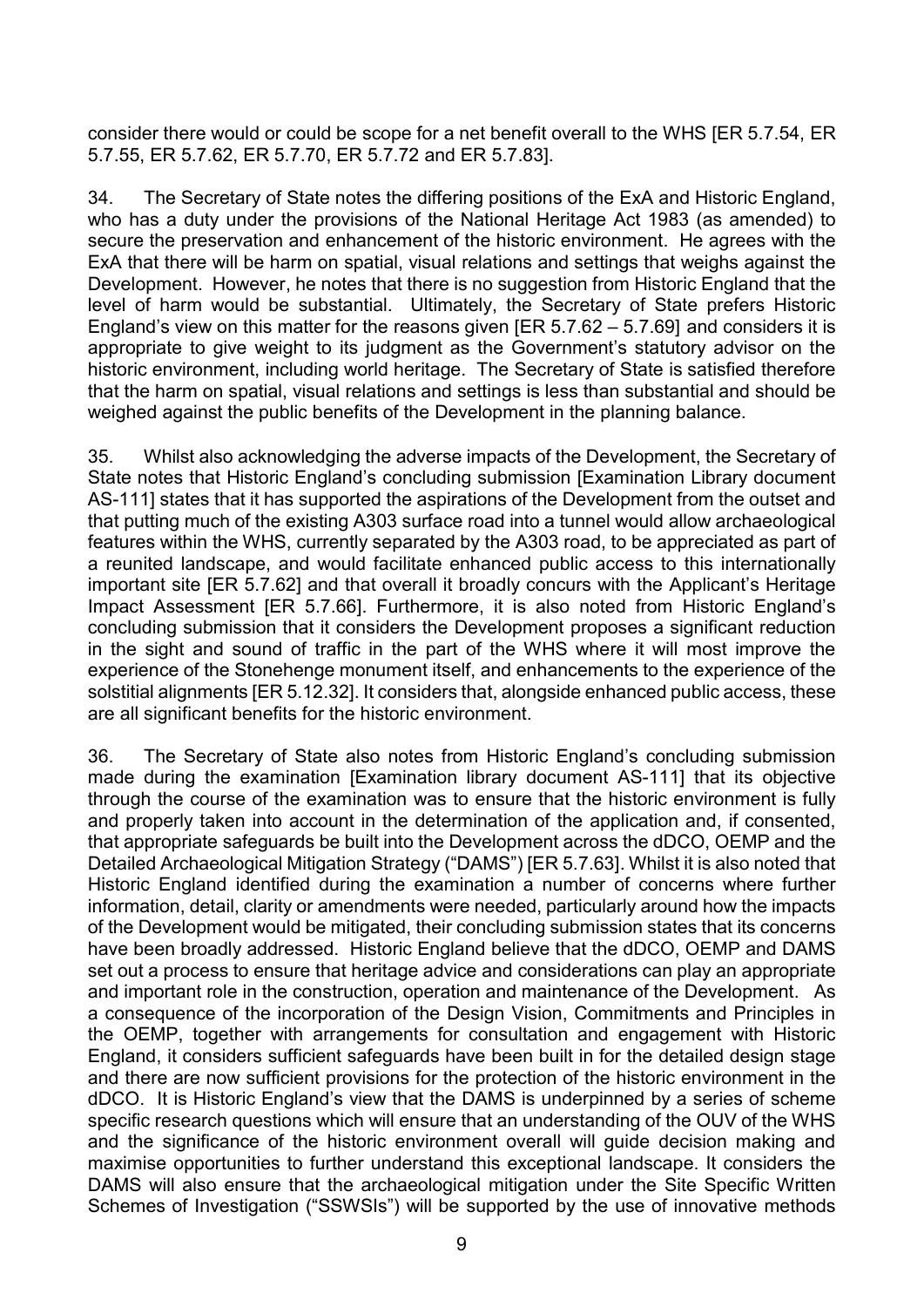consider there would or could be scope for a net benefit overall to the WHS [ER 5.7.54, ER 5.7.55, ER 5.7.62, ER 5.7.70, ER 5.7.72 and ER 5.7.83].

34. The Secretary of State notes the differing positions of the ExA and Historic England, who has a duty under the provisions of the National Heritage Act 1983 (as amended) to secure the preservation and enhancement of the historic environment. He agrees with the ExA that there will be harm on spatial, visual relations and settings that weighs against the Development. However, he notes that there is no suggestion from Historic England that the level of harm would be substantial. Ultimately, the Secretary of State prefers Historic England's view on this matter for the reasons given [ER 5.7.62 – 5.7.69] and considers it is appropriate to give weight to its judgment as the Government's statutory advisor on the historic environment, including world heritage. The Secretary of State is satisfied therefore that the harm on spatial, visual relations and settings is less than substantial and should be weighed against the public benefits of the Development in the planning balance.

35. Whilst also acknowledging the adverse impacts of the Development, the Secretary of State notes that Historic England's concluding submission [Examination Library document AS-111] states that it has supported the aspirations of the Development from the outset and that putting much of the existing A303 surface road into a tunnel would allow archaeological features within the WHS, currently separated by the A303 road, to be appreciated as part of a reunited landscape, and would facilitate enhanced public access to this internationally important site [ER 5.7.62] and that overall it broadly concurs with the Applicant's Heritage Impact Assessment [ER 5.7.66]. Furthermore, it is also noted from Historic England's concluding submission that it considers the Development proposes a significant reduction in the sight and sound of traffic in the part of the WHS where it will most improve the experience of the Stonehenge monument itself, and enhancements to the experience of the solstitial alignments [ER 5.12.32]. It considers that, alongside enhanced public access, these are all significant benefits for the historic environment.

36. The Secretary of State also notes from Historic England's concluding submission made during the examination [Examination library document AS-111] that its objective through the course of the examination was to ensure that the historic environment is fully and properly taken into account in the determination of the application and, if consented, that appropriate safeguards be built into the Development across the dDCO, OEMP and the Detailed Archaeological Mitigation Strategy ("DAMS") [ER 5.7.63]. Whilst it is also noted that Historic England identified during the examination a number of concerns where further information, detail, clarity or amendments were needed, particularly around how the impacts of the Development would be mitigated, their concluding submission states that its concerns have been broadly addressed. Historic England believe that the dDCO, OEMP and DAMS set out a process to ensure that heritage advice and considerations can play an appropriate and important role in the construction, operation and maintenance of the Development. As a consequence of the incorporation of the Design Vision, Commitments and Principles in the OEMP, together with arrangements for consultation and engagement with Historic England, it considers sufficient safeguards have been built in for the detailed design stage and there are now sufficient provisions for the protection of the historic environment in the dDCO. It is Historic England's view that the DAMS is underpinned by a series of scheme specific research questions which will ensure that an understanding of the OUV of the WHS and the significance of the historic environment overall will guide decision making and maximise opportunities to further understand this exceptional landscape. It considers the DAMS will also ensure that the archaeological mitigation under the Site Specific Written Schemes of Investigation ("SSWSIs") will be supported by the use of innovative methods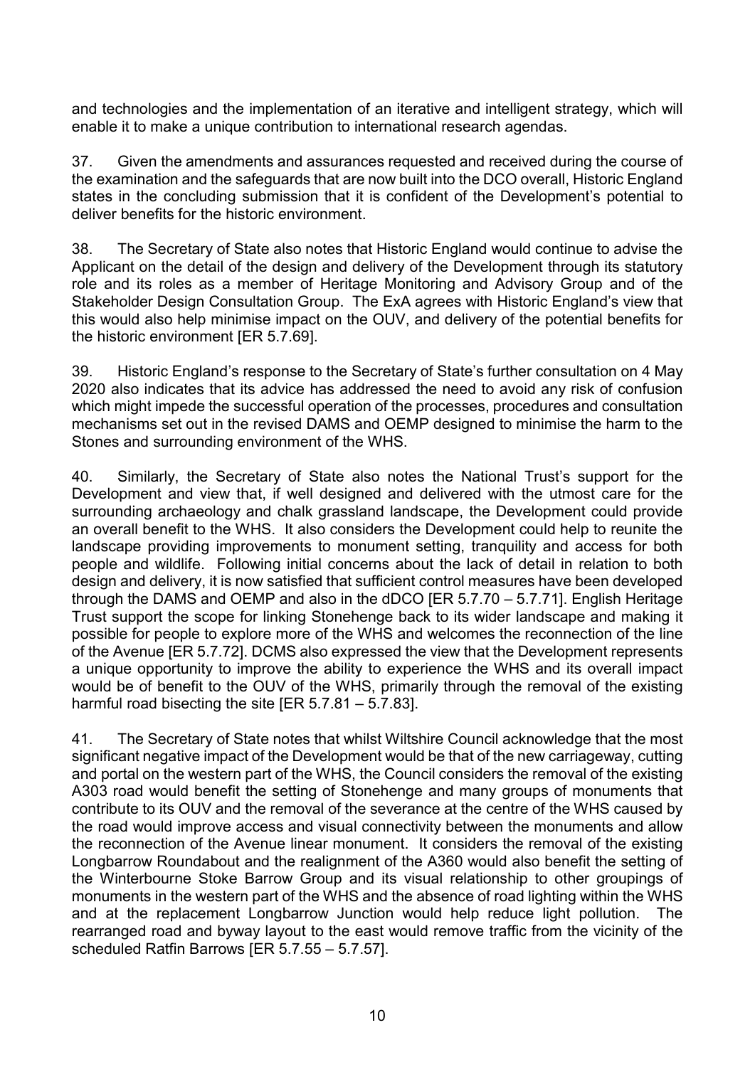and technologies and the implementation of an iterative and intelligent strategy, which will enable it to make a unique contribution to international research agendas.

37. Given the amendments and assurances requested and received during the course of the examination and the safeguards that are now built into the DCO overall, Historic England states in the concluding submission that it is confident of the Development's potential to deliver benefits for the historic environment.

38. The Secretary of State also notes that Historic England would continue to advise the Applicant on the detail of the design and delivery of the Development through its statutory role and its roles as a member of Heritage Monitoring and Advisory Group and of the Stakeholder Design Consultation Group. The ExA agrees with Historic England's view that this would also help minimise impact on the OUV, and delivery of the potential benefits for the historic environment [ER 5.7.69].

39. Historic England's response to the Secretary of State's further consultation on 4 May 2020 also indicates that its advice has addressed the need to avoid any risk of confusion which might impede the successful operation of the processes, procedures and consultation mechanisms set out in the revised DAMS and OEMP designed to minimise the harm to the Stones and surrounding environment of the WHS.

40. Similarly, the Secretary of State also notes the National Trust's support for the Development and view that, if well designed and delivered with the utmost care for the surrounding archaeology and chalk grassland landscape, the Development could provide an overall benefit to the WHS. It also considers the Development could help to reunite the landscape providing improvements to monument setting, tranquility and access for both people and wildlife. Following initial concerns about the lack of detail in relation to both design and delivery, it is now satisfied that sufficient control measures have been developed through the DAMS and OEMP and also in the dDCO [ER 5.7.70 – 5.7.71]. English Heritage Trust support the scope for linking Stonehenge back to its wider landscape and making it possible for people to explore more of the WHS and welcomes the reconnection of the line of the Avenue [ER 5.7.72]. DCMS also expressed the view that the Development represents a unique opportunity to improve the ability to experience the WHS and its overall impact would be of benefit to the OUV of the WHS, primarily through the removal of the existing harmful road bisecting the site [ER 5.7.81 – 5.7.83].

41. The Secretary of State notes that whilst Wiltshire Council acknowledge that the most significant negative impact of the Development would be that of the new carriageway, cutting and portal on the western part of the WHS, the Council considers the removal of the existing A303 road would benefit the setting of Stonehenge and many groups of monuments that contribute to its OUV and the removal of the severance at the centre of the WHS caused by the road would improve access and visual connectivity between the monuments and allow the reconnection of the Avenue linear monument. It considers the removal of the existing Longbarrow Roundabout and the realignment of the A360 would also benefit the setting of the Winterbourne Stoke Barrow Group and its visual relationship to other groupings of monuments in the western part of the WHS and the absence of road lighting within the WHS and at the replacement Longbarrow Junction would help reduce light pollution. The rearranged road and byway layout to the east would remove traffic from the vicinity of the scheduled Ratfin Barrows [ER 5.7.55 – 5.7.57].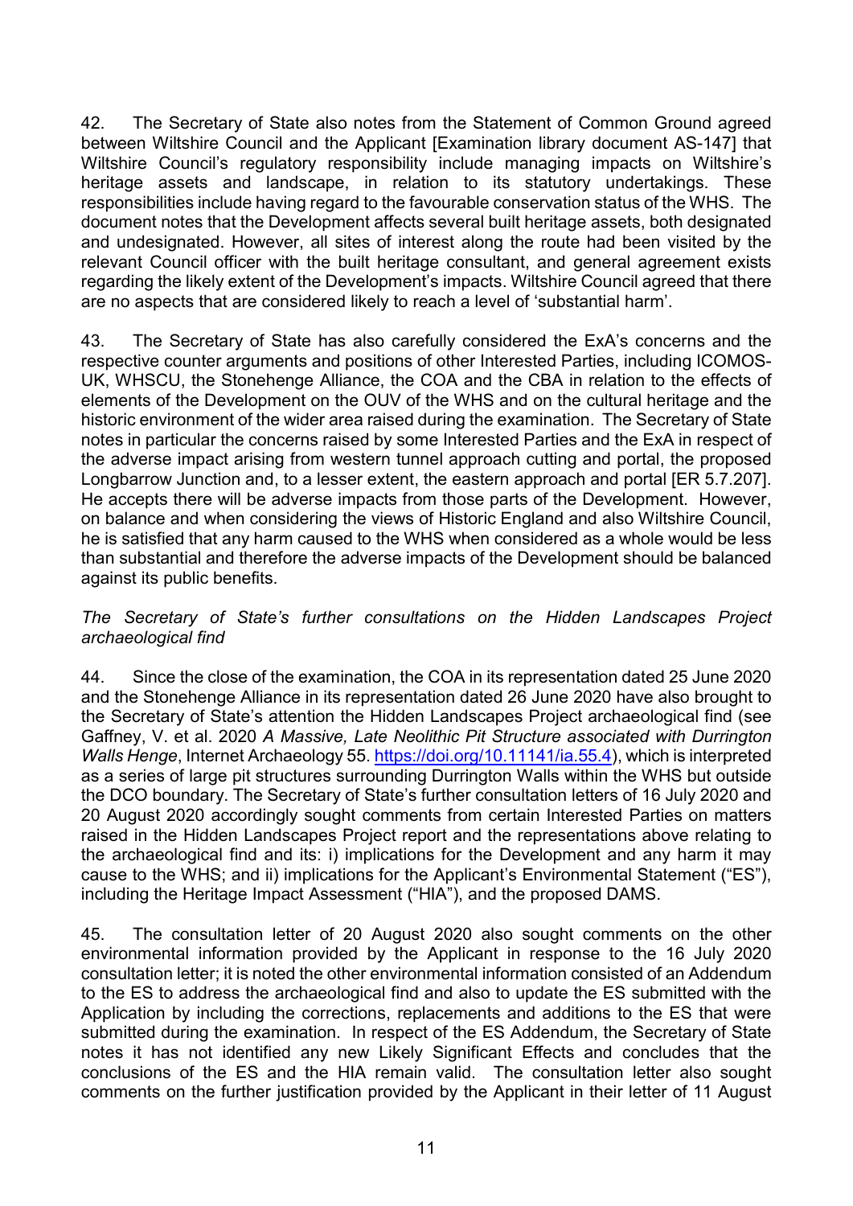42. The Secretary of State also notes from the Statement of Common Ground agreed between Wiltshire Council and the Applicant [Examination library document AS-147] that Wiltshire Council's regulatory responsibility include managing impacts on Wiltshire's heritage assets and landscape, in relation to its statutory undertakings. These responsibilities include having regard to the favourable conservation status of the WHS. The document notes that the Development affects several built heritage assets, both designated and undesignated. However, all sites of interest along the route had been visited by the relevant Council officer with the built heritage consultant, and general agreement exists regarding the likely extent of the Development's impacts. Wiltshire Council agreed that there are no aspects that are considered likely to reach a level of 'substantial harm'.

43. The Secretary of State has also carefully considered the ExA's concerns and the respective counter arguments and positions of other Interested Parties, including ICOMOS-UK, WHSCU, the Stonehenge Alliance, the COA and the CBA in relation to the effects of elements of the Development on the OUV of the WHS and on the cultural heritage and the historic environment of the wider area raised during the examination. The Secretary of State notes in particular the concerns raised by some Interested Parties and the ExA in respect of the adverse impact arising from western tunnel approach cutting and portal, the proposed Longbarrow Junction and, to a lesser extent, the eastern approach and portal [ER 5.7.207]. He accepts there will be adverse impacts from those parts of the Development. However, on balance and when considering the views of Historic England and also Wiltshire Council, he is satisfied that any harm caused to the WHS when considered as a whole would be less than substantial and therefore the adverse impacts of the Development should be balanced against its public benefits.

*The Secretary of State's further consultations on the Hidden Landscapes Project archaeological find*

44. Since the close of the examination, the COA in its representation dated 25 June 2020 and the Stonehenge Alliance in its representation dated 26 June 2020 have also brought to the Secretary of State's attention the Hidden Landscapes Project archaeological find (see Gaffney, V. et al. 2020 *A Massive, Late Neolithic Pit Structure associated with Durrington Walls Henge*, Internet Archaeology 55. https://doi.org/10.11141/ia.55.4), which is interpreted as a series of large pit structures surrounding Durrington Walls within the WHS but outside the DCO boundary. The Secretary of State's further consultation letters of 16 July 2020 and 20 August 2020 accordingly sought comments from certain Interested Parties on matters raised in the Hidden Landscapes Project report and the representations above relating to the archaeological find and its: i) implications for the Development and any harm it may cause to the WHS; and ii) implications for the Applicant's Environmental Statement ("ES"), including the Heritage Impact Assessment ("HIA"), and the proposed DAMS.

45. The consultation letter of 20 August 2020 also sought comments on the other environmental information provided by the Applicant in response to the 16 July 2020 consultation letter; it is noted the other environmental information consisted of an Addendum to the ES to address the archaeological find and also to update the ES submitted with the Application by including the corrections, replacements and additions to the ES that were submitted during the examination. In respect of the ES Addendum, the Secretary of State notes it has not identified any new Likely Significant Effects and concludes that the conclusions of the ES and the HIA remain valid. The consultation letter also sought comments on the further justification provided by the Applicant in their letter of 11 August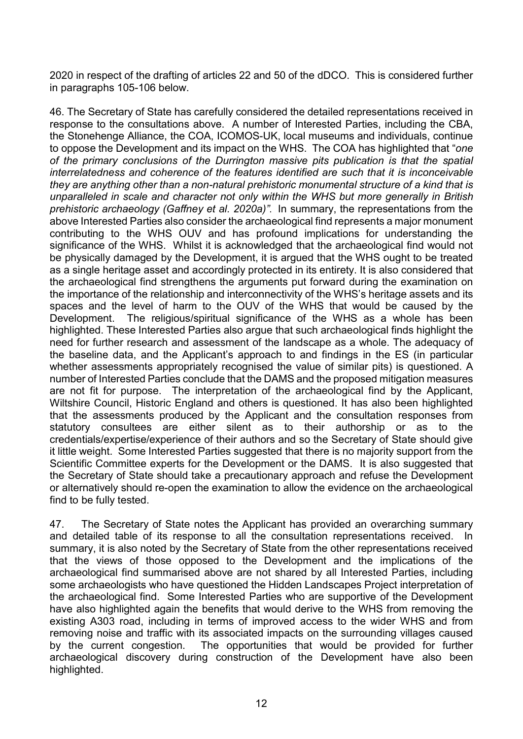2020 in respect of the drafting of articles 22 and 50 of the dDCO. This is considered further in paragraphs 105-106 below.

46. The Secretary of State has carefully considered the detailed representations received in response to the consultations above. A number of Interested Parties, including the CBA, the Stonehenge Alliance, the COA, ICOMOS-UK, local museums and individuals, continue to oppose the Development and its impact on the WHS. The COA has highlighted that "*one of the primary conclusions of the Durrington massive pits publication is that the spatial interrelatedness and coherence of the features identified are such that it is inconceivable they are anything other than a non-natural prehistoric monumental structure of a kind that is unparalleled in scale and character not only within the WHS but more generally in British prehistoric archaeology (Gaffney et al. 2020a)"*. In summary, the representations from the above Interested Parties also consider the archaeological find represents a major monument contributing to the WHS OUV and has profound implications for understanding the significance of the WHS. Whilst it is acknowledged that the archaeological find would not be physically damaged by the Development, it is argued that the WHS ought to be treated as a single heritage asset and accordingly protected in its entirety. It is also considered that the archaeological find strengthens the arguments put forward during the examination on the importance of the relationship and interconnectivity of the WHS's heritage assets and its spaces and the level of harm to the OUV of the WHS that would be caused by the Development. The religious/spiritual significance of the WHS as a whole has been highlighted. These Interested Parties also argue that such archaeological finds highlight the need for further research and assessment of the landscape as a whole. The adequacy of the baseline data, and the Applicant's approach to and findings in the ES (in particular whether assessments appropriately recognised the value of similar pits) is questioned. A number of Interested Parties conclude that the DAMS and the proposed mitigation measures are not fit for purpose. The interpretation of the archaeological find by the Applicant, Wiltshire Council, Historic England and others is questioned. It has also been highlighted that the assessments produced by the Applicant and the consultation responses from statutory consultees are either silent as to their authorship or as to the credentials/expertise/experience of their authors and so the Secretary of State should give it little weight. Some Interested Parties suggested that there is no majority support from the Scientific Committee experts for the Development or the DAMS. It is also suggested that the Secretary of State should take a precautionary approach and refuse the Development or alternatively should re-open the examination to allow the evidence on the archaeological find to be fully tested.

47. The Secretary of State notes the Applicant has provided an overarching summary and detailed table of its response to all the consultation representations received. In summary, it is also noted by the Secretary of State from the other representations received that the views of those opposed to the Development and the implications of the archaeological find summarised above are not shared by all Interested Parties, including some archaeologists who have questioned the Hidden Landscapes Project interpretation of the archaeological find. Some Interested Parties who are supportive of the Development have also highlighted again the benefits that would derive to the WHS from removing the existing A303 road, including in terms of improved access to the wider WHS and from removing noise and traffic with its associated impacts on the surrounding villages caused by the current congestion. The opportunities that would be provided for further archaeological discovery during construction of the Development have also been highlighted.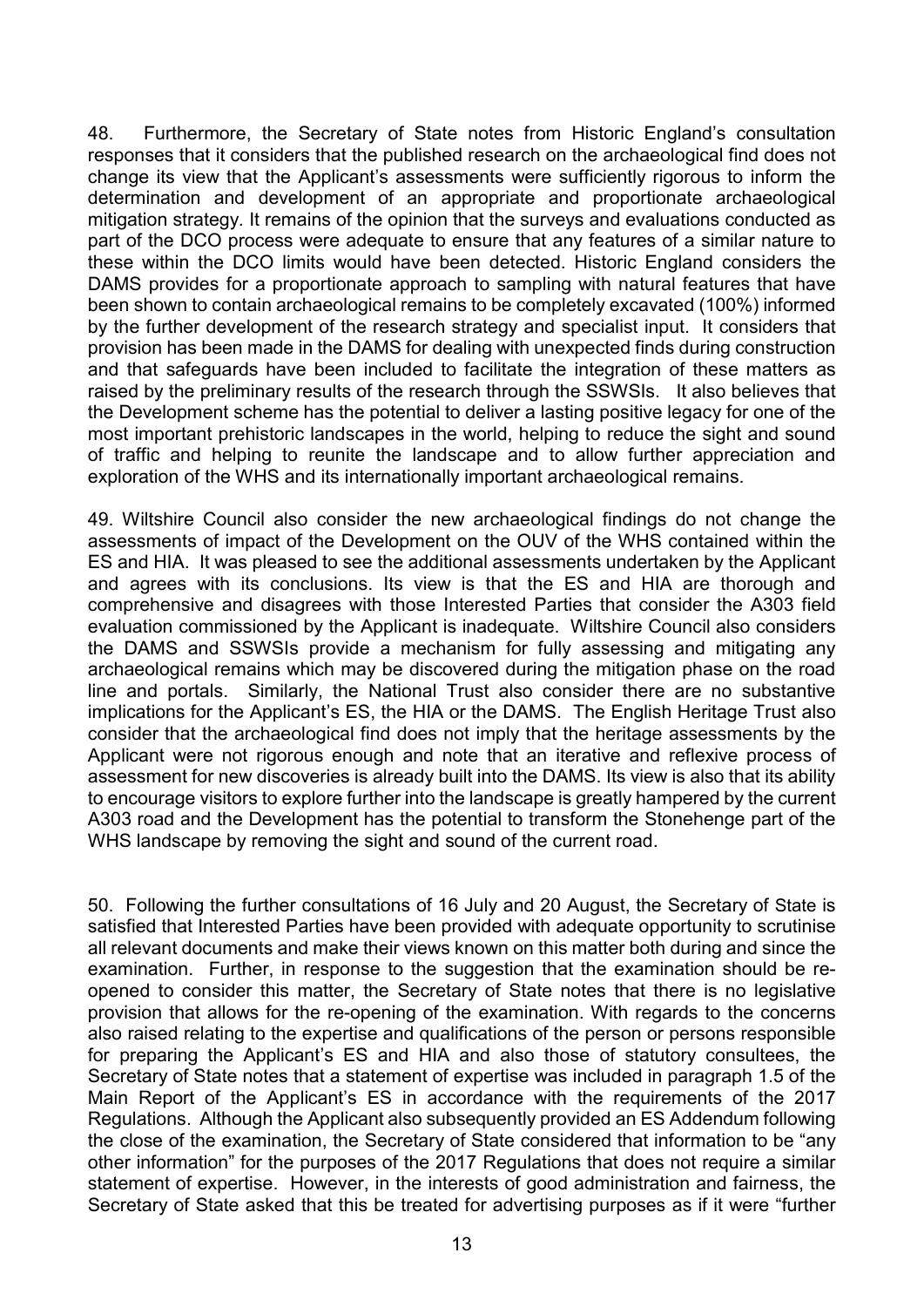48. Furthermore, the Secretary of State notes from Historic England's consultation responses that it considers that the published research on the archaeological find does not change its view that the Applicant's assessments were sufficiently rigorous to inform the determination and development of an appropriate and proportionate archaeological mitigation strategy. It remains of the opinion that the surveys and evaluations conducted as part of the DCO process were adequate to ensure that any features of a similar nature to these within the DCO limits would have been detected. Historic England considers the DAMS provides for a proportionate approach to sampling with natural features that have been shown to contain archaeological remains to be completely excavated (100%) informed by the further development of the research strategy and specialist input. It considers that provision has been made in the DAMS for dealing with unexpected finds during construction and that safeguards have been included to facilitate the integration of these matters as raised by the preliminary results of the research through the SSWSIs. It also believes that the Development scheme has the potential to deliver a lasting positive legacy for one of the most important prehistoric landscapes in the world, helping to reduce the sight and sound of traffic and helping to reunite the landscape and to allow further appreciation and exploration of the WHS and its internationally important archaeological remains.

49. Wiltshire Council also consider the new archaeological findings do not change the assessments of impact of the Development on the OUV of the WHS contained within the ES and HIA. It was pleased to see the additional assessments undertaken by the Applicant and agrees with its conclusions. Its view is that the ES and HIA are thorough and comprehensive and disagrees with those Interested Parties that consider the A303 field evaluation commissioned by the Applicant is inadequate. Wiltshire Council also considers the DAMS and SSWSIs provide a mechanism for fully assessing and mitigating any archaeological remains which may be discovered during the mitigation phase on the road line and portals. Similarly, the National Trust also consider there are no substantive implications for the Applicant's ES, the HIA or the DAMS. The English Heritage Trust also consider that the archaeological find does not imply that the heritage assessments by the Applicant were not rigorous enough and note that an iterative and reflexive process of assessment for new discoveries is already built into the DAMS. Its view is also that its ability to encourage visitors to explore further into the landscape is greatly hampered by the current A303 road and the Development has the potential to transform the Stonehenge part of the WHS landscape by removing the sight and sound of the current road.

50. Following the further consultations of 16 July and 20 August, the Secretary of State is satisfied that Interested Parties have been provided with adequate opportunity to scrutinise all relevant documents and make their views known on this matter both during and since the examination. Further, in response to the suggestion that the examination should be re-opened to consider this matter, the Secretary of State notes that there is no legislative provision that allows for the re-opening of the examination. With regards to the concerns also raised relating to the expertise and qualifications of the person or persons responsible for preparing the Applicant's ES and HIA and also those of statutory consultees, the Secretary of State notes that a statement of expertise was included in paragraph 1.5 of the Main Report of the Applicant's ES in accordance with the requirements of the 2017 Regulations. Although the Applicant also subsequently provided an ES Addendum following the close of the examination, the Secretary of State considered that information to be "any other information" for the purposes of the 2017 Regulations that does not require a similar statement of expertise. However, in the interests of good administration and fairness, the Secretary of State asked that this be treated for advertising purposes as if it were "further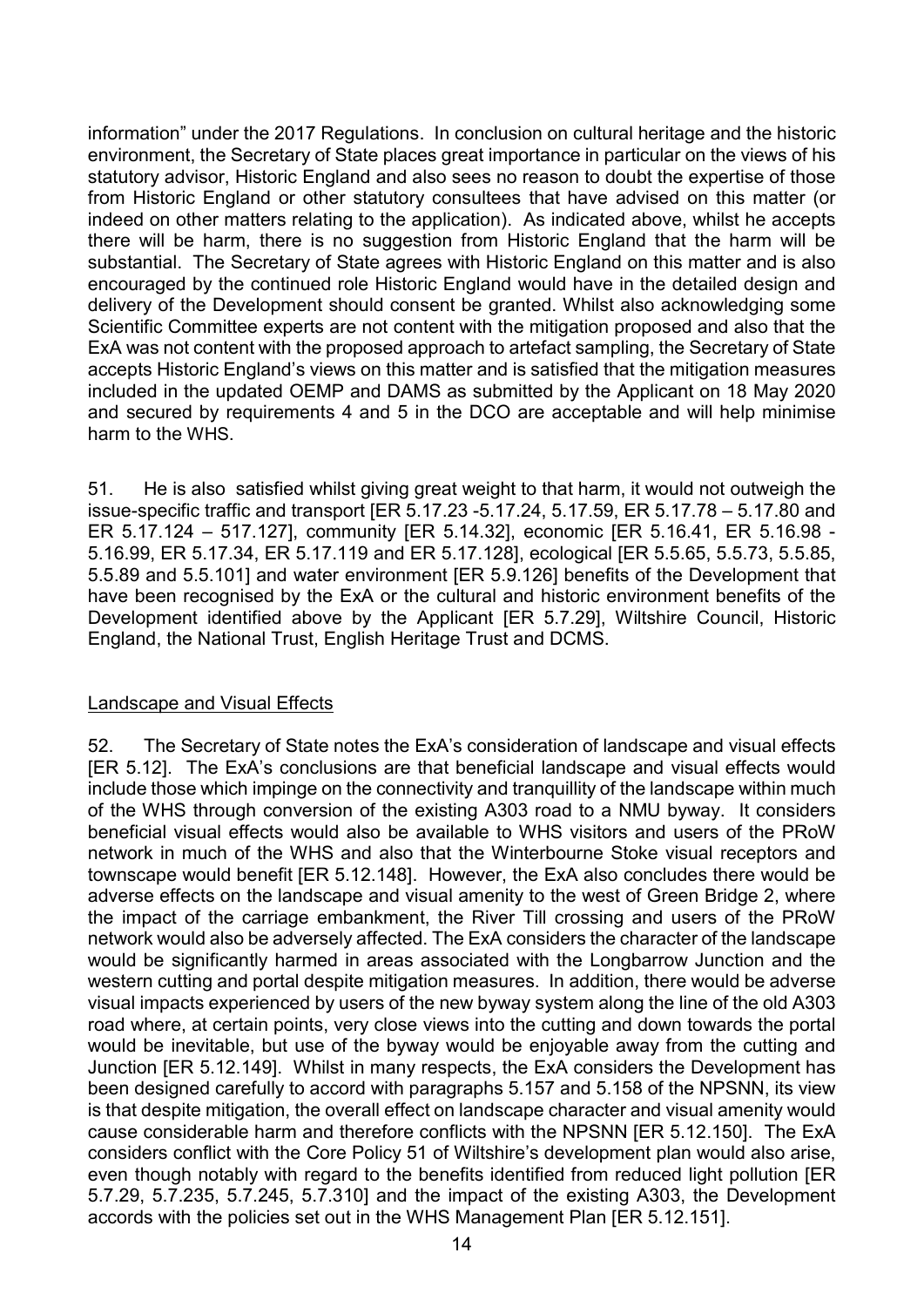information" under the 2017 Regulations. In conclusion on cultural heritage and the historic environment, the Secretary of State places great importance in particular on the views of his statutory advisor, Historic England and also sees no reason to doubt the expertise of those from Historic England or other statutory consultees that have advised on this matter (or indeed on other matters relating to the application). As indicated above, whilst he accepts there will be harm, there is no suggestion from Historic England that the harm will be substantial. The Secretary of State agrees with Historic England on this matter and is also encouraged by the continued role Historic England would have in the detailed design and delivery of the Development should consent be granted. Whilst also acknowledging some Scientific Committee experts are not content with the mitigation proposed and also that the ExA was not content with the proposed approach to artefact sampling, the Secretary of State accepts Historic England's views on this matter and is satisfied that the mitigation measures included in the updated OEMP and DAMS as submitted by the Applicant on 18 May 2020 and secured by requirements 4 and 5 in the DCO are acceptable and will help minimise harm to the WHS.

51. He is also satisfied whilst giving great weight to that harm, it would not outweigh the issue-specific traffic and transport [ER 5.17.23 -5.17.24, 5.17.59, ER 5.17.78 – 5.17.80 and ER 5.17.124 – 517.127], community [ER 5.14.32], economic [ER 5.16.41, ER 5.16.98 - 5.16.99, ER 5.17.34, ER 5.17.119 and ER 5.17.128], ecological [ER 5.5.65, 5.5.73, 5.5.85, 5.5.89 and 5.5.101] and water environment [ER 5.9.126] benefits of the Development that have been recognised by the ExA or the cultural and historic environment benefits of the Development identified above by the Applicant [ER 5.7.29], Wiltshire Council, Historic England, the National Trust, English Heritage Trust and DCMS.

<u>Landscape and Visual Effects</u>

52. The Secretary of State notes the ExA's consideration of landscape and visual effects [ER 5.12]. The ExA's conclusions are that beneficial landscape and visual effects would include those which impinge on the connectivity and tranquillity of the landscape within much of the WHS through conversion of the existing A303 road to a NMU byway. It considers beneficial visual effects would also be available to WHS visitors and users of the PRoW network in much of the WHS and also that the Winterbourne Stoke visual receptors and townscape would benefit [ER 5.12.148]. However, the ExA also concludes there would be adverse effects on the landscape and visual amenity to the west of Green Bridge 2, where the impact of the carriage embankment, the River Till crossing and users of the PRoW network would also be adversely affected. The ExA considers the character of the landscape would be significantly harmed in areas associated with the Longbarrow Junction and the western cutting and portal despite mitigation measures. In addition, there would be adverse visual impacts experienced by users of the new byway system along the line of the old A303 road where, at certain points, very close views into the cutting and down towards the portal would be inevitable, but use of the byway would be enjoyable away from the cutting and Junction [ER 5.12.149]. Whilst in many respects, the ExA considers the Development has been designed carefully to accord with paragraphs 5.157 and 5.158 of the NPSNN, its view is that despite mitigation, the overall effect on landscape character and visual amenity would cause considerable harm and therefore conflicts with the NPSNN [ER 5.12.150]. The ExA considers conflict with the Core Policy 51 of Wiltshire's development plan would also arise, even though notably with regard to the benefits identified from reduced light pollution [ER 5.7.29, 5.7.235, 5.7.245, 5.7.310] and the impact of the existing A303, the Development accords with the policies set out in the WHS Management Plan [ER 5.12.151].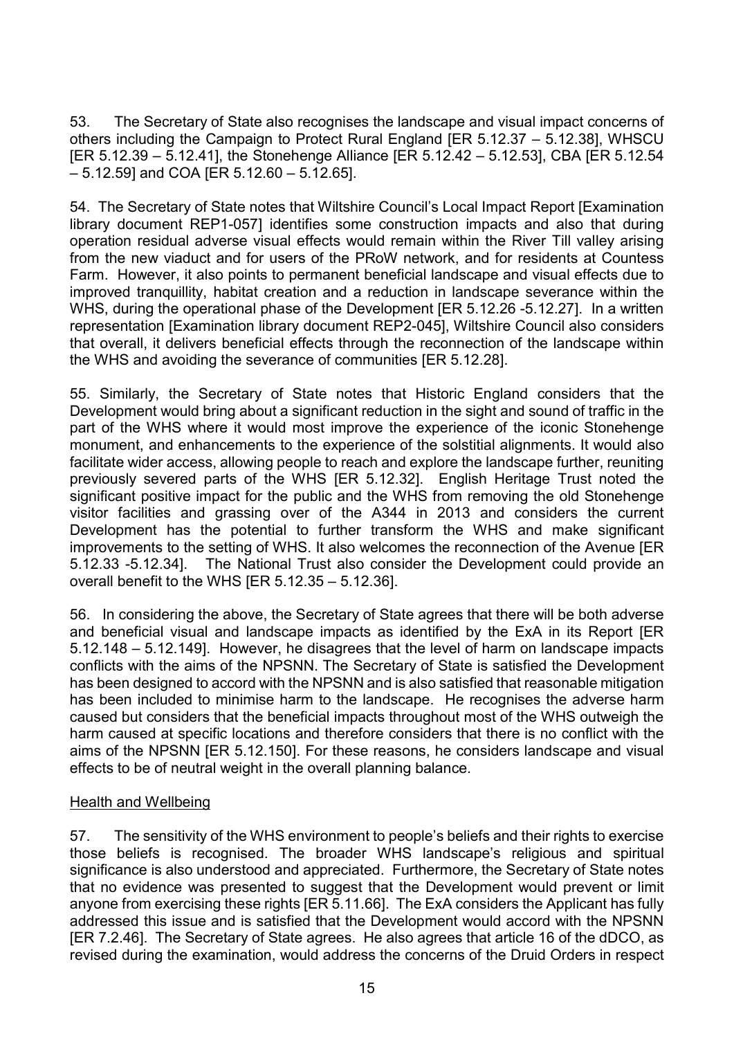53. The Secretary of State also recognises the landscape and visual impact concerns of others including the Campaign to Protect Rural England [ER 5.12.37 – 5.12.38], WHSCU [ER 5.12.39 – 5.12.41], the Stonehenge Alliance [ER 5.12.42 – 5.12.53], CBA [ER 5.12.54 – 5.12.59] and COA [ER 5.12.60 – 5.12.65].

54. The Secretary of State notes that Wiltshire Council's Local Impact Report [Examination library document REP1-057] identifies some construction impacts and also that during operation residual adverse visual effects would remain within the River Till valley arising from the new viaduct and for users of the PRoW network, and for residents at Countess Farm. However, it also points to permanent beneficial landscape and visual effects due to improved tranquillity, habitat creation and a reduction in landscape severance within the WHS, during the operational phase of the Development [ER 5.12.26 -5.12.27]. In a written representation [Examination library document REP2-045], Wiltshire Council also considers that overall, it delivers beneficial effects through the reconnection of the landscape within the WHS and avoiding the severance of communities [ER 5.12.28].

55. Similarly, the Secretary of State notes that Historic England considers that the Development would bring about a significant reduction in the sight and sound of traffic in the part of the WHS where it would most improve the experience of the iconic Stonehenge monument, and enhancements to the experience of the solstitial alignments. It would also facilitate wider access, allowing people to reach and explore the landscape further, reuniting previously severed parts of the WHS [ER 5.12.32]. English Heritage Trust noted the significant positive impact for the public and the WHS from removing the old Stonehenge visitor facilities and grassing over of the A344 in 2013 and considers the current Development has the potential to further transform the WHS and make significant improvements to the setting of WHS. It also welcomes the reconnection of the Avenue [ER 5.12.33 -5.12.34]. The National Trust also consider the Development could provide an overall benefit to the WHS [ER 5.12.35 – 5.12.36].

56. In considering the above, the Secretary of State agrees that there will be both adverse and beneficial visual and landscape impacts as identified by the ExA in its Report [ER 5.12.148 – 5.12.149]. However, he disagrees that the level of harm on landscape impacts conflicts with the aims of the NPSNN. The Secretary of State is satisfied the Development has been designed to accord with the NPSNN and is also satisfied that reasonable mitigation has been included to minimise harm to the landscape. He recognises the adverse harm caused but considers that the beneficial impacts throughout most of the WHS outweigh the harm caused at specific locations and therefore considers that there is no conflict with the aims of the NPSNN [ER 5.12.150]. For these reasons, he considers landscape and visual effects to be of neutral weight in the overall planning balance.

## Health and Wellbeing

57. The sensitivity of the WHS environment to people's beliefs and their rights to exercise those beliefs is recognised. The broader WHS landscape's religious and spiritual significance is also understood and appreciated. Furthermore, the Secretary of State notes that no evidence was presented to suggest that the Development would prevent or limit anyone from exercising these rights [ER 5.11.66]. The ExA considers the Applicant has fully addressed this issue and is satisfied that the Development would accord with the NPSNN [ER 7.2.46]. The Secretary of State agrees. He also agrees that article 16 of the dDCO, as revised during the examination, would address the concerns of the Druid Orders in respect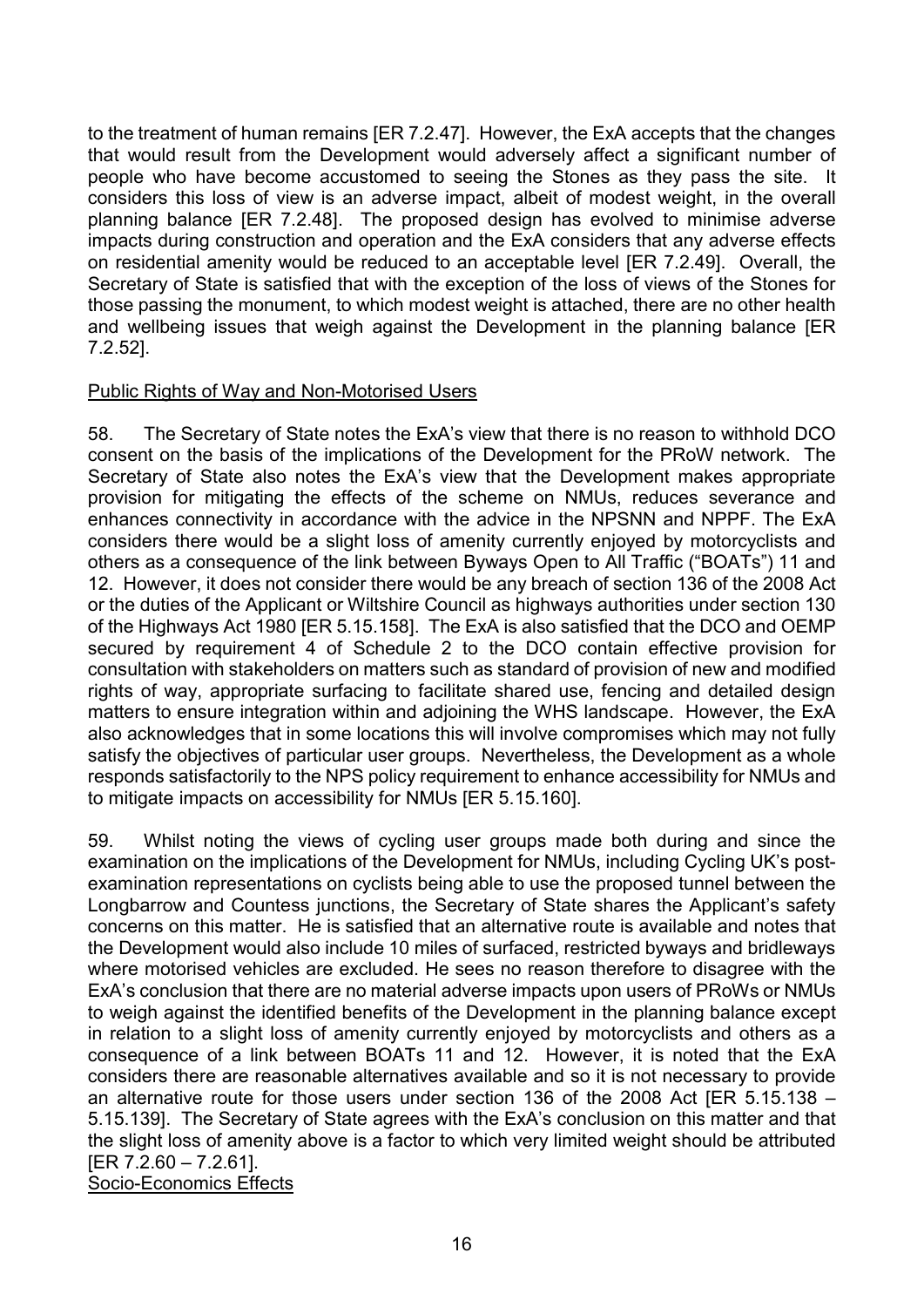to the treatment of human remains [ER 7.2.47]. However, the ExA accepts that the changes that would result from the Development would adversely affect a significant number of people who have become accustomed to seeing the Stones as they pass the site. It considers this loss of view is an adverse impact, albeit of modest weight, in the overall planning balance [ER 7.2.48]. The proposed design has evolved to minimise adverse impacts during construction and operation and the ExA considers that any adverse effects on residential amenity would be reduced to an acceptable level [ER 7.2.49]. Overall, the Secretary of State is satisfied that with the exception of the loss of views of the Stones for those passing the monument, to which modest weight is attached, there are no other health and wellbeing issues that weigh against the Development in the planning balance [ER 7.2.52].

Public Rights of Way and Non-Motorised Users

58. The Secretary of State notes the ExA's view that there is no reason to withhold DCO consent on the basis of the implications of the Development for the PRoW network. The Secretary of State also notes the ExA's view that the Development makes appropriate provision for mitigating the effects of the scheme on NMUs, reduces severance and enhances connectivity in accordance with the advice in the NPSNN and NPPF. The ExA considers there would be a slight loss of amenity currently enjoyed by motorcyclists and others as a consequence of the link between Byways Open to All Traffic ("BOATs") 11 and 12. However, it does not consider there would be any breach of section 136 of the 2008 Act or the duties of the Applicant or Wiltshire Council as highways authorities under section 130 of the Highways Act 1980 [ER 5.15.158]. The ExA is also satisfied that the DCO and OEMP secured by requirement 4 of Schedule 2 to the DCO contain effective provision for consultation with stakeholders on matters such as standard of provision of new and modified rights of way, appropriate surfacing to facilitate shared use, fencing and detailed design matters to ensure integration within and adjoining the WHS landscape. However, the ExA also acknowledges that in some locations this will involve compromises which may not fully satisfy the objectives of particular user groups. Nevertheless, the Development as a whole responds satisfactorily to the NPS policy requirement to enhance accessibility for NMUs and to mitigate impacts on accessibility for NMUs [ER 5.15.160].

59. Whilst noting the views of cycling user groups made both during and since the examination on the implications of the Development for NMUs, including Cycling UK's post-examination representations on cyclists being able to use the proposed tunnel between the Longbarrow and Countess junctions, the Secretary of State shares the Applicant's safety concerns on this matter. He is satisfied that an alternative route is available and notes that the Development would also include 10 miles of surfaced, restricted byways and bridleways where motorised vehicles are excluded. He sees no reason therefore to disagree with the ExA's conclusion that there are no material adverse impacts upon users of PRoWs or NMUs to weigh against the identified benefits of the Development in the planning balance except in relation to a slight loss of amenity currently enjoyed by motorcyclists and others as a consequence of a link between BOATs 11 and 12. However, it is noted that the ExA considers there are reasonable alternatives available and so it is not necessary to provide an alternative route for those users under section 136 of the 2008 Act [ER 5.15.138 – 5.15.139]. The Secretary of State agrees with the ExA's conclusion on this matter and that the slight loss of amenity above is a factor to which very limited weight should be attributed [ER 7.2.60 – 7.2.61].

Socio-Economics Effects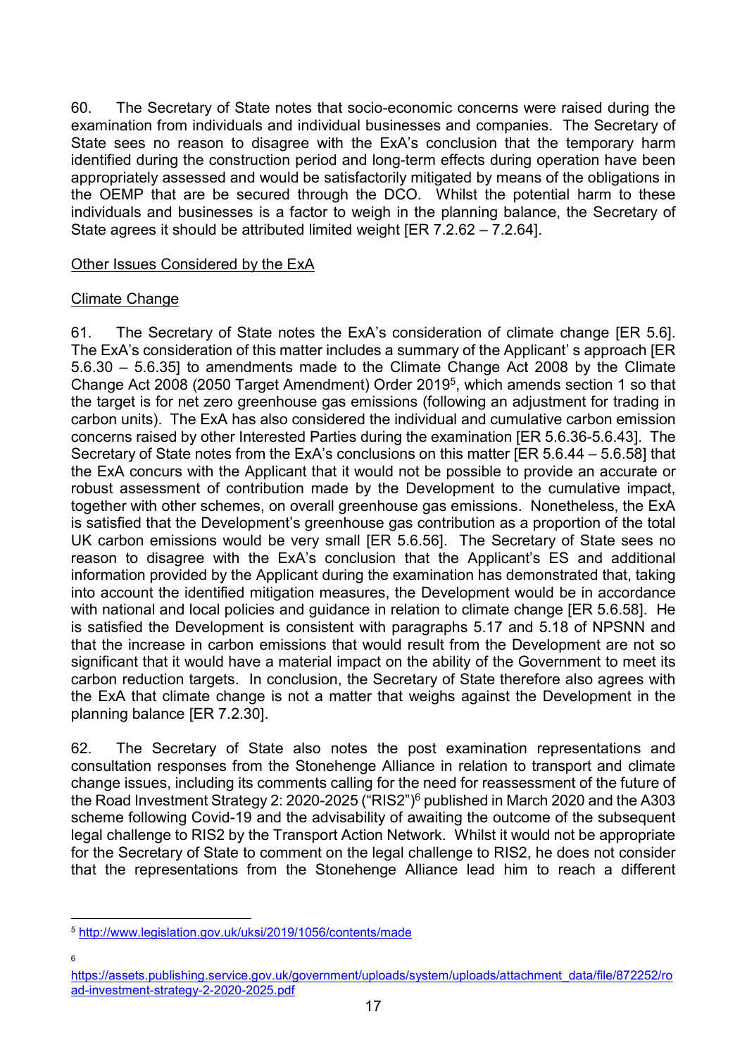60. The Secretary of State notes that socio-economic concerns were raised during the examination from individuals and individual businesses and companies. The Secretary of State sees no reason to disagree with the ExA's conclusion that the temporary harm identified during the construction period and long-term effects during operation have been appropriately assessed and would be satisfactorily mitigated by means of the obligations in the OEMP that are be secured through the DCO. Whilst the potential harm to these individuals and businesses is a factor to weigh in the planning balance, the Secretary of State agrees it should be attributed limited weight [ER 7.2.62 – 7.2.64].

Other Issues Considered by the ExA

Climate Change

61. The Secretary of State notes the ExA's consideration of climate change [ER 5.6]. The ExA's consideration of this matter includes a summary of the Applicant' s approach [ER 5.6.30 – 5.6.35] to amendments made to the Climate Change Act 2008 by the Climate Change Act 2008 (2050 Target Amendment) Order 2019[5], which amends section 1 so that the target is for net zero greenhouse gas emissions (following an adjustment for trading in carbon units). The ExA has also considered the individual and cumulative carbon emission concerns raised by other Interested Parties during the examination [ER 5.6.36-5.6.43]. The Secretary of State notes from the ExA's conclusions on this matter [ER 5.6.44 – 5.6.58] that the ExA concurs with the Applicant that it would not be possible to provide an accurate or robust assessment of contribution made by the Development to the cumulative impact, together with other schemes, on overall greenhouse gas emissions. Nonetheless, the ExA is satisfied that the Development's greenhouse gas contribution as a proportion of the total UK carbon emissions would be very small [ER 5.6.56]. The Secretary of State sees no reason to disagree with the ExA's conclusion that the Applicant's ES and additional information provided by the Applicant during the examination has demonstrated that, taking into account the identified mitigation measures, the Development would be in accordance with national and local policies and guidance in relation to climate change [ER 5.6.58]. He is satisfied the Development is consistent with paragraphs 5.17 and 5.18 of NPSNN and that the increase in carbon emissions that would result from the Development are not so significant that it would have a material impact on the ability of the Government to meet its carbon reduction targets. In conclusion, the Secretary of State therefore also agrees with the ExA that climate change is not a matter that weighs against the Development in the planning balance [ER 7.2.30].

62. The Secretary of State also notes the post examination representations and consultation responses from the Stonehenge Alliance in relation to transport and climate change issues, including its comments calling for the need for reassessment of the future of the Road Investment Strategy 2: 2020-2025 ("RIS2")[6] published in March 2020 and the A303 scheme following Covid-19 and the advisability of awaiting the outcome of the subsequent legal challenge to RIS2 by the Transport Action Network. Whilst it would not be appropriate for the Secretary of State to comment on the legal challenge to RIS2, he does not consider that the representations from the Stonehenge Alliance lead him to reach a different

---

[5] http://www.legislation.gov.uk/uksi/2019/1056/contents/made

[6] https://assets.publishing.service.gov.uk/government/uploads/system/uploads/attachment_data/file/872252/road-investment-strategy-2-2020-2025.pdf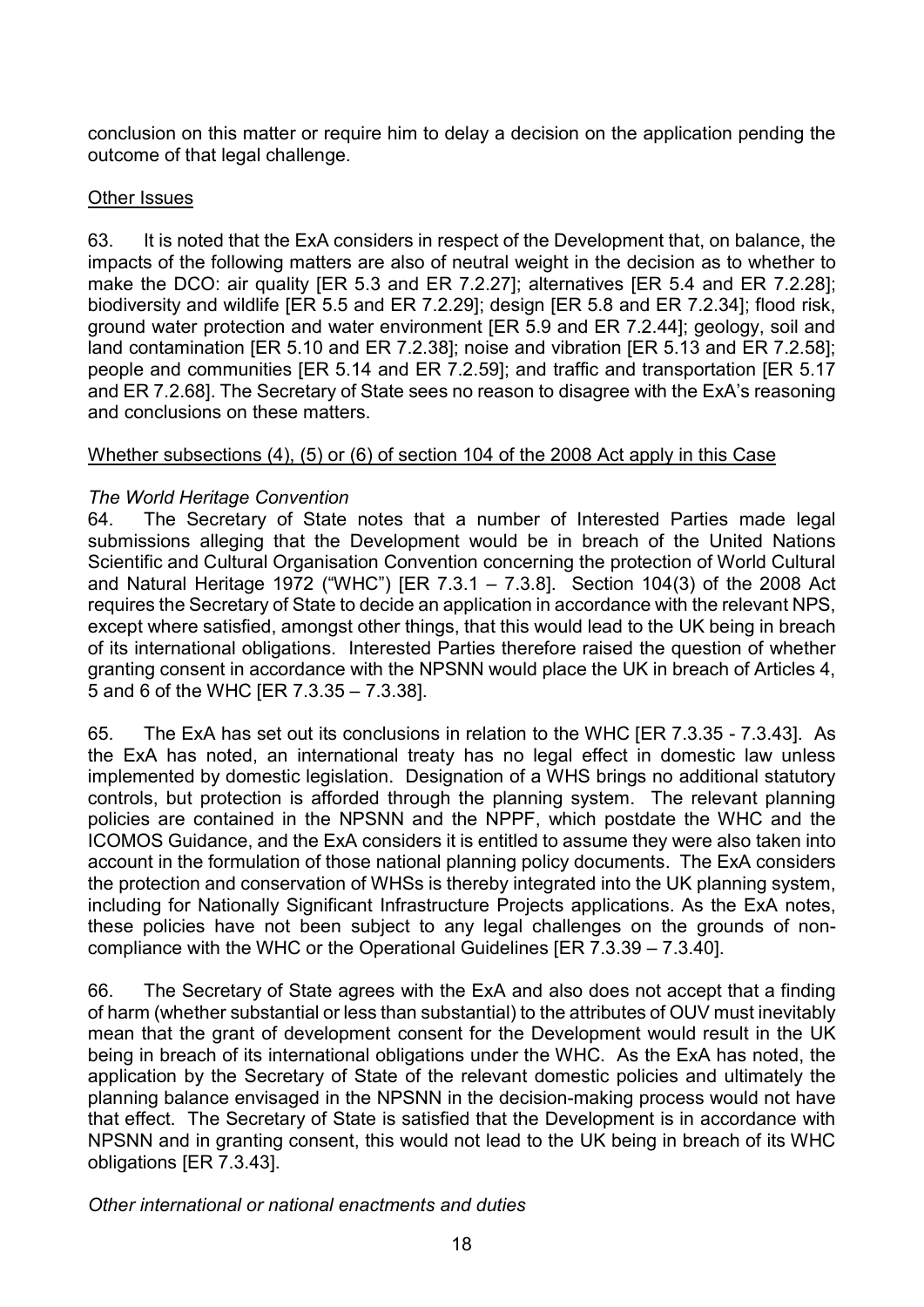conclusion on this matter or require him to delay a decision on the application pending the outcome of that legal challenge.

## Other Issues

63. It is noted that the ExA considers in respect of the Development that, on balance, the impacts of the following matters are also of neutral weight in the decision as to whether to make the DCO: air quality [ER 5.3 and ER 7.2.27]; alternatives [ER 5.4 and ER 7.2.28]; biodiversity and wildlife [ER 5.5 and ER 7.2.29]; design [ER 5.8 and ER 7.2.34]; flood risk, ground water protection and water environment [ER 5.9 and ER 7.2.44]; geology, soil and land contamination [ER 5.10 and ER 7.2.38]; noise and vibration [ER 5.13 and ER 7.2.58]; people and communities [ER 5.14 and ER 7.2.59]; and traffic and transportation [ER 5.17 and ER 7.2.68]. The Secretary of State sees no reason to disagree with the ExA's reasoning and conclusions on these matters.

## Whether subsections (4), (5) or (6) of section 104 of the 2008 Act apply in this Case

### *The World Heritage Convention*

64. The Secretary of State notes that a number of Interested Parties made legal submissions alleging that the Development would be in breach of the United Nations Scientific and Cultural Organisation Convention concerning the protection of World Cultural and Natural Heritage 1972 ("WHC") [ER 7.3.1 – 7.3.8]. Section 104(3) of the 2008 Act requires the Secretary of State to decide an application in accordance with the relevant NPS, except where satisfied, amongst other things, that this would lead to the UK being in breach of its international obligations. Interested Parties therefore raised the question of whether granting consent in accordance with the NPSNN would place the UK in breach of Articles 4, 5 and 6 of the WHC [ER 7.3.35 – 7.3.38].

65. The ExA has set out its conclusions in relation to the WHC [ER 7.3.35 - 7.3.43]. As the ExA has noted, an international treaty has no legal effect in domestic law unless implemented by domestic legislation. Designation of a WHS brings no additional statutory controls, but protection is afforded through the planning system. The relevant planning policies are contained in the NPSNN and the NPPF, which postdate the WHC and the ICOMOS Guidance, and the ExA considers it is entitled to assume they were also taken into account in the formulation of those national planning policy documents. The ExA considers the protection and conservation of WHSs is thereby integrated into the UK planning system, including for Nationally Significant Infrastructure Projects applications. As the ExA notes, these policies have not been subject to any legal challenges on the grounds of non-compliance with the WHC or the Operational Guidelines [ER 7.3.39 – 7.3.40].

66. The Secretary of State agrees with the ExA and also does not accept that a finding of harm (whether substantial or less than substantial) to the attributes of OUV must inevitably mean that the grant of development consent for the Development would result in the UK being in breach of its international obligations under the WHC. As the ExA has noted, the application by the Secretary of State of the relevant domestic policies and ultimately the planning balance envisaged in the NPSNN in the decision-making process would not have that effect. The Secretary of State is satisfied that the Development is in accordance with NPSNN and in granting consent, this would not lead to the UK being in breach of its WHC obligations [ER 7.3.43].

### *Other international or national enactments and duties*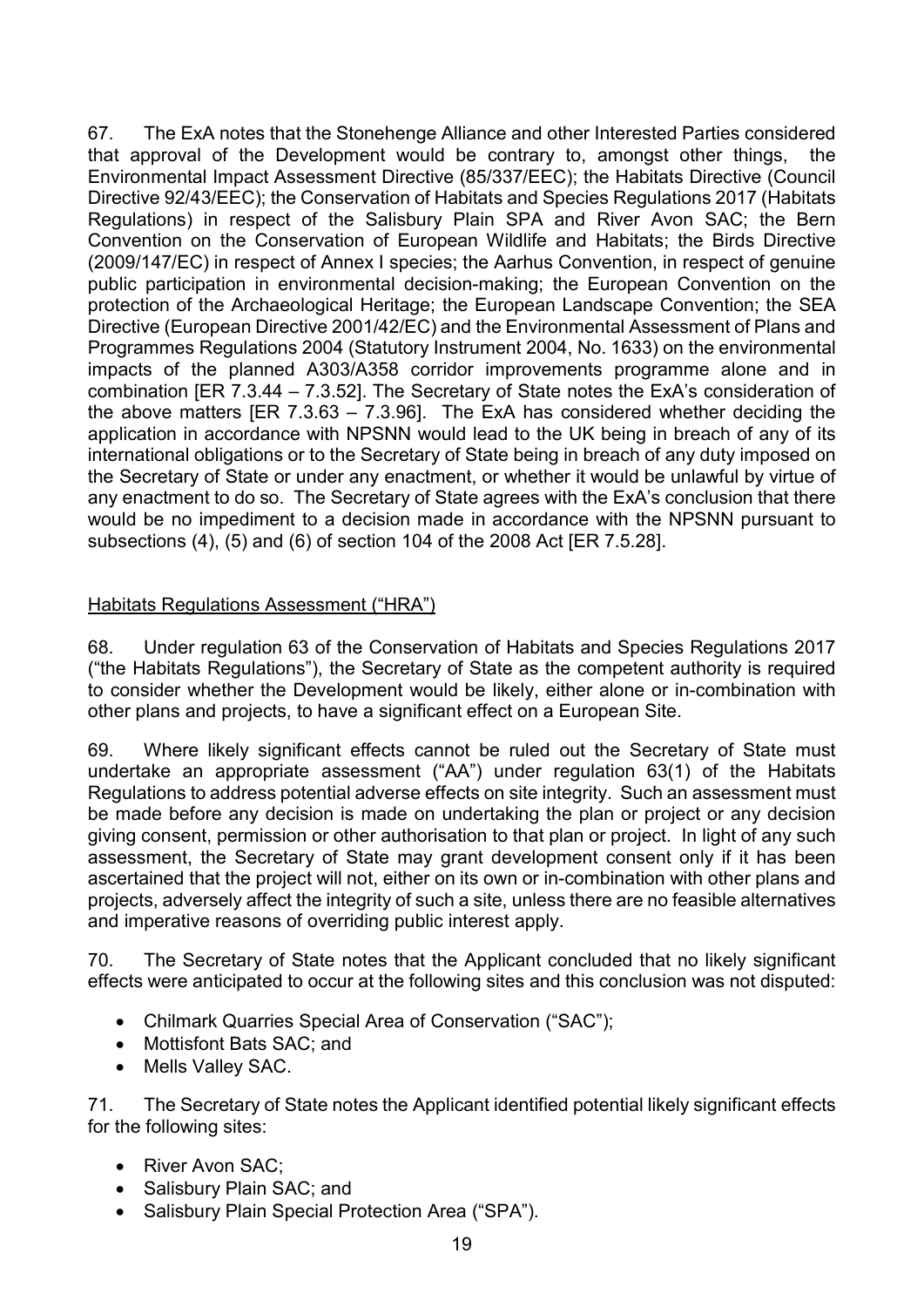67. The ExA notes that the Stonehenge Alliance and other Interested Parties considered that approval of the Development would be contrary to, amongst other things, the Environmental Impact Assessment Directive (85/337/EEC); the Habitats Directive (Council Directive 92/43/EEC); the Conservation of Habitats and Species Regulations 2017 (Habitats Regulations) in respect of the Salisbury Plain SPA and River Avon SAC; the Bern Convention on the Conservation of European Wildlife and Habitats; the Birds Directive (2009/147/EC) in respect of Annex I species; the Aarhus Convention, in respect of genuine public participation in environmental decision-making; the European Convention on the protection of the Archaeological Heritage; the European Landscape Convention; the SEA Directive (European Directive 2001/42/EC) and the Environmental Assessment of Plans and Programmes Regulations 2004 (Statutory Instrument 2004, No. 1633) on the environmental impacts of the planned A303/A358 corridor improvements programme alone and in combination [ER 7.3.44 – 7.3.52]. The Secretary of State notes the ExA's consideration of the above matters [ER 7.3.63 – 7.3.96]. The ExA has considered whether deciding the application in accordance with NPSNN would lead to the UK being in breach of any of its international obligations or to the Secretary of State being in breach of any duty imposed on the Secretary of State or under any enactment, or whether it would be unlawful by virtue of any enactment to do so. The Secretary of State agrees with the ExA's conclusion that there would be no impediment to a decision made in accordance with the NPSNN pursuant to subsections (4), (5) and (6) of section 104 of the 2008 Act [ER 7.5.28].

## Habitats Regulations Assessment ("HRA")

68. Under regulation 63 of the Conservation of Habitats and Species Regulations 2017 ("the Habitats Regulations"), the Secretary of State as the competent authority is required to consider whether the Development would be likely, either alone or in-combination with other plans and projects, to have a significant effect on a European Site.

69. Where likely significant effects cannot be ruled out the Secretary of State must undertake an appropriate assessment ("AA") under regulation 63(1) of the Habitats Regulations to address potential adverse effects on site integrity. Such an assessment must be made before any decision is made on undertaking the plan or project or any decision giving consent, permission or other authorisation to that plan or project. In light of any such assessment, the Secretary of State may grant development consent only if it has been ascertained that the project will not, either on its own or in-combination with other plans and projects, adversely affect the integrity of such a site, unless there are no feasible alternatives and imperative reasons of overriding public interest apply.

70. The Secretary of State notes that the Applicant concluded that no likely significant effects were anticipated to occur at the following sites and this conclusion was not disputed:

- Chilmark Quarries Special Area of Conservation ("SAC");
- Mottisfont Bats SAC; and
- Mells Valley SAC.

71. The Secretary of State notes the Applicant identified potential likely significant effects for the following sites:

- River Avon SAC;
- Salisbury Plain SAC; and
- Salisbury Plain Special Protection Area ("SPA").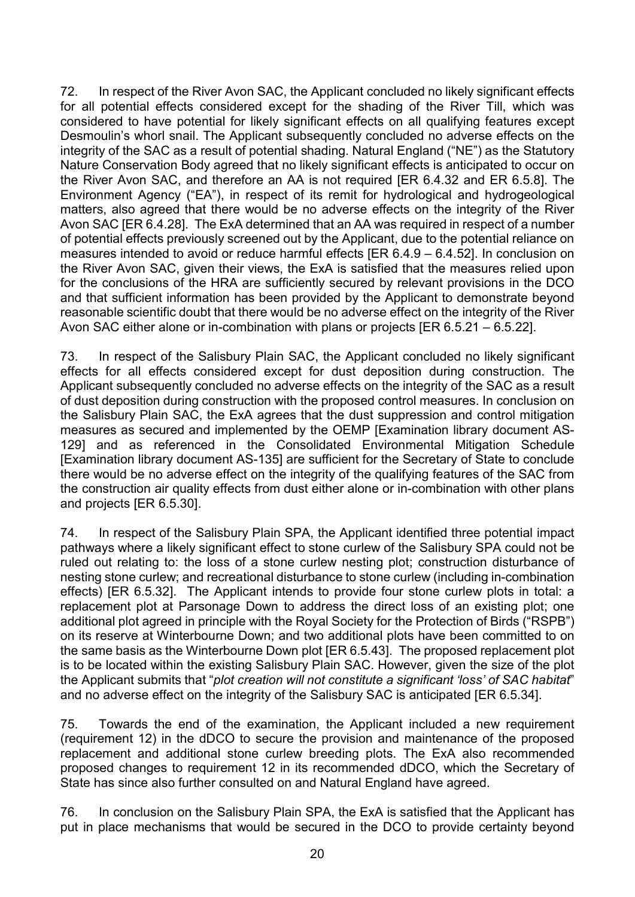72. In respect of the River Avon SAC, the Applicant concluded no likely significant effects for all potential effects considered except for the shading of the River Till, which was considered to have potential for likely significant effects on all qualifying features except Desmoulin's whorl snail. The Applicant subsequently concluded no adverse effects on the integrity of the SAC as a result of potential shading. Natural England ("NE") as the Statutory Nature Conservation Body agreed that no likely significant effects is anticipated to occur on the River Avon SAC, and therefore an AA is not required [ER 6.4.32 and ER 6.5.8]. The Environment Agency ("EA"), in respect of its remit for hydrological and hydrogeological matters, also agreed that there would be no adverse effects on the integrity of the River Avon SAC [ER 6.4.28]. The ExA determined that an AA was required in respect of a number of potential effects previously screened out by the Applicant, due to the potential reliance on measures intended to avoid or reduce harmful effects [ER 6.4.9 – 6.4.52]. In conclusion on the River Avon SAC, given their views, the ExA is satisfied that the measures relied upon for the conclusions of the HRA are sufficiently secured by relevant provisions in the DCO and that sufficient information has been provided by the Applicant to demonstrate beyond reasonable scientific doubt that there would be no adverse effect on the integrity of the River Avon SAC either alone or in-combination with plans or projects [ER 6.5.21 – 6.5.22].

73. In respect of the Salisbury Plain SAC, the Applicant concluded no likely significant effects for all effects considered except for dust deposition during construction. The Applicant subsequently concluded no adverse effects on the integrity of the SAC as a result of dust deposition during construction with the proposed control measures. In conclusion on the Salisbury Plain SAC, the ExA agrees that the dust suppression and control mitigation measures as secured and implemented by the OEMP [Examination library document AS-129] and as referenced in the Consolidated Environmental Mitigation Schedule [Examination library document AS-135] are sufficient for the Secretary of State to conclude there would be no adverse effect on the integrity of the qualifying features of the SAC from the construction air quality effects from dust either alone or in-combination with other plans and projects [ER 6.5.30].

74. In respect of the Salisbury Plain SPA, the Applicant identified three potential impact pathways where a likely significant effect to stone curlew of the Salisbury SPA could not be ruled out relating to: the loss of a stone curlew nesting plot; construction disturbance of nesting stone curlew; and recreational disturbance to stone curlew (including in-combination effects) [ER 6.5.32]. The Applicant intends to provide four stone curlew plots in total: a replacement plot at Parsonage Down to address the direct loss of an existing plot; one additional plot agreed in principle with the Royal Society for the Protection of Birds ("RSPB") on its reserve at Winterbourne Down; and two additional plots have been committed to on the same basis as the Winterbourne Down plot [ER 6.5.43]. The proposed replacement plot is to be located within the existing Salisbury Plain SAC. However, given the size of the plot the Applicant submits that "*plot creation will not constitute a significant 'loss' of SAC habitat*" and no adverse effect on the integrity of the Salisbury SAC is anticipated [ER 6.5.34].

75. Towards the end of the examination, the Applicant included a new requirement (requirement 12) in the dDCO to secure the provision and maintenance of the proposed replacement and additional stone curlew breeding plots. The ExA also recommended proposed changes to requirement 12 in its recommended dDCO, which the Secretary of State has since also further consulted on and Natural England have agreed.

76. In conclusion on the Salisbury Plain SPA, the ExA is satisfied that the Applicant has put in place mechanisms that would be secured in the DCO to provide certainty beyond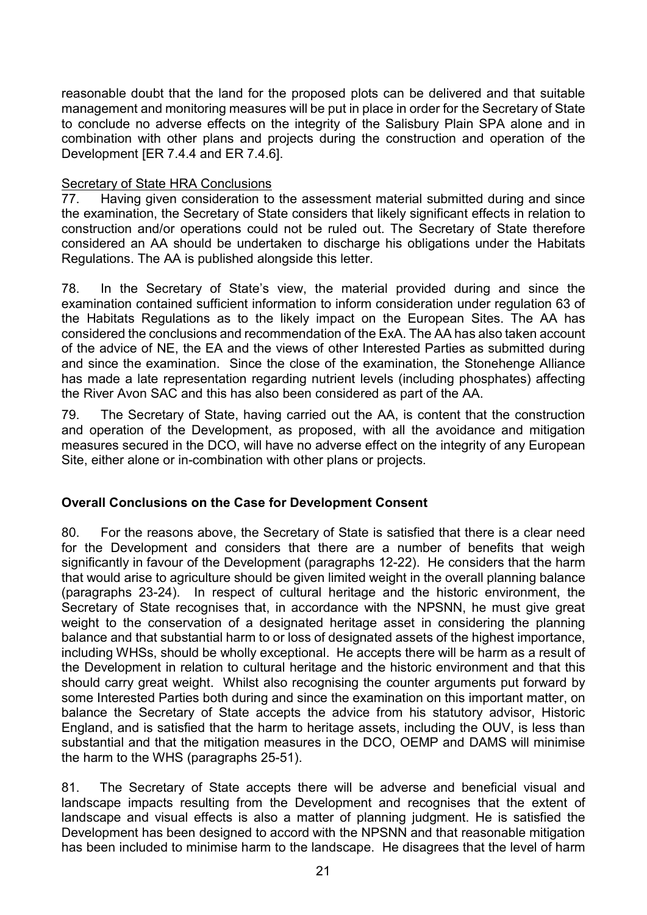reasonable doubt that the land for the proposed plots can be delivered and that suitable management and monitoring measures will be put in place in order for the Secretary of State to conclude no adverse effects on the integrity of the Salisbury Plain SPA alone and in combination with other plans and projects during the construction and operation of the Development [ER 7.4.4 and ER 7.4.6].

Secretary of State HRA Conclusions

77. Having given consideration to the assessment material submitted during and since the examination, the Secretary of State considers that likely significant effects in relation to construction and/or operations could not be ruled out. The Secretary of State therefore considered an AA should be undertaken to discharge his obligations under the Habitats Regulations. The AA is published alongside this letter.

78. In the Secretary of State's view, the material provided during and since the examination contained sufficient information to inform consideration under regulation 63 of the Habitats Regulations as to the likely impact on the European Sites. The AA has considered the conclusions and recommendation of the ExA. The AA has also taken account of the advice of NE, the EA and the views of other Interested Parties as submitted during and since the examination. Since the close of the examination, the Stonehenge Alliance has made a late representation regarding nutrient levels (including phosphates) affecting the River Avon SAC and this has also been considered as part of the AA.

79. The Secretary of State, having carried out the AA, is content that the construction and operation of the Development, as proposed, with all the avoidance and mitigation measures secured in the DCO, will have no adverse effect on the integrity of any European Site, either alone or in-combination with other plans or projects.

## Overall Conclusions on the Case for Development Consent

80. For the reasons above, the Secretary of State is satisfied that there is a clear need for the Development and considers that there are a number of benefits that weigh significantly in favour of the Development (paragraphs 12-22). He considers that the harm that would arise to agriculture should be given limited weight in the overall planning balance (paragraphs 23-24). In respect of cultural heritage and the historic environment, the Secretary of State recognises that, in accordance with the NPSNN, he must give great weight to the conservation of a designated heritage asset in considering the planning balance and that substantial harm to or loss of designated assets of the highest importance, including WHSs, should be wholly exceptional. He accepts there will be harm as a result of the Development in relation to cultural heritage and the historic environment and that this should carry great weight. Whilst also recognising the counter arguments put forward by some Interested Parties both during and since the examination on this important matter, on balance the Secretary of State accepts the advice from his statutory advisor, Historic England, and is satisfied that the harm to heritage assets, including the OUV, is less than substantial and that the mitigation measures in the DCO, OEMP and DAMS will minimise the harm to the WHS (paragraphs 25-51).

81. The Secretary of State accepts there will be adverse and beneficial visual and landscape impacts resulting from the Development and recognises that the extent of landscape and visual effects is also a matter of planning judgment. He is satisfied the Development has been designed to accord with the NPSNN and that reasonable mitigation has been included to minimise harm to the landscape. He disagrees that the level of harm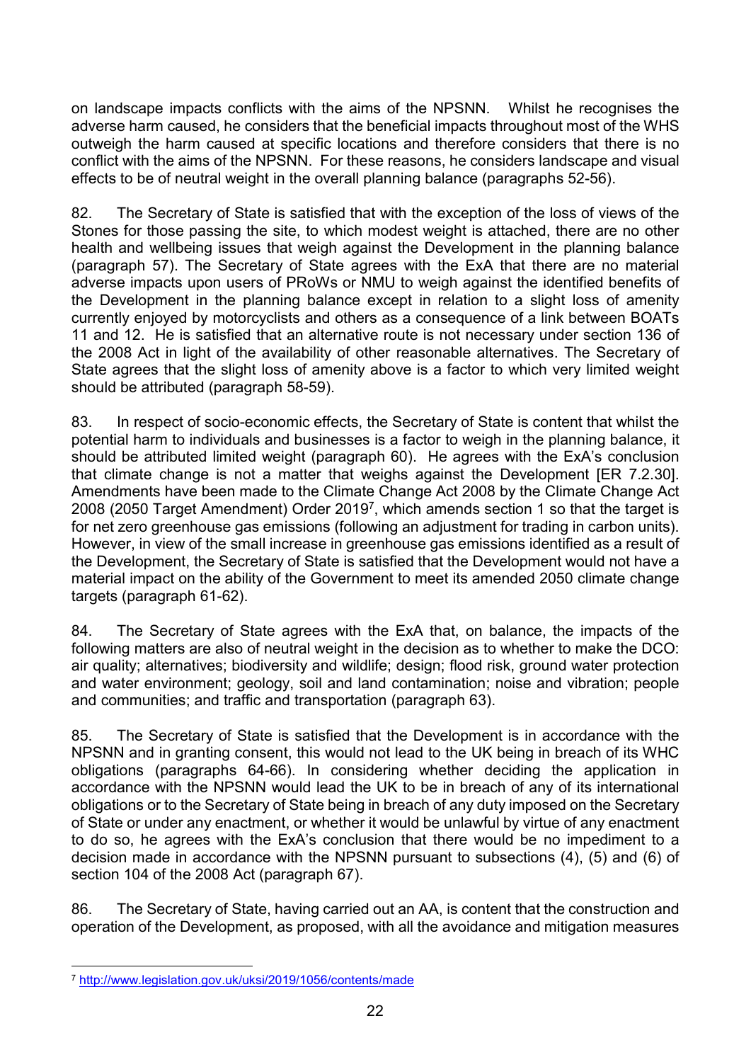on landscape impacts conflicts with the aims of the NPSNN. Whilst he recognises the adverse harm caused, he considers that the beneficial impacts throughout most of the WHS outweigh the harm caused at specific locations and therefore considers that there is no conflict with the aims of the NPSNN. For these reasons, he considers landscape and visual effects to be of neutral weight in the overall planning balance (paragraphs 52-56).

82. The Secretary of State is satisfied that with the exception of the loss of views of the Stones for those passing the site, to which modest weight is attached, there are no other health and wellbeing issues that weigh against the Development in the planning balance (paragraph 57). The Secretary of State agrees with the ExA that there are no material adverse impacts upon users of PRoWs or NMU to weigh against the identified benefits of the Development in the planning balance except in relation to a slight loss of amenity currently enjoyed by motorcyclists and others as a consequence of a link between BOATs 11 and 12. He is satisfied that an alternative route is not necessary under section 136 of the 2008 Act in light of the availability of other reasonable alternatives. The Secretary of State agrees that the slight loss of amenity above is a factor to which very limited weight should be attributed (paragraph 58-59).

83. In respect of socio-economic effects, the Secretary of State is content that whilst the potential harm to individuals and businesses is a factor to weigh in the planning balance, it should be attributed limited weight (paragraph 60). He agrees with the ExA's conclusion that climate change is not a matter that weighs against the Development [ER 7.2.30]. Amendments have been made to the Climate Change Act 2008 by the Climate Change Act 2008 (2050 Target Amendment) Order 2019[7], which amends section 1 so that the target is for net zero greenhouse gas emissions (following an adjustment for trading in carbon units). However, in view of the small increase in greenhouse gas emissions identified as a result of the Development, the Secretary of State is satisfied that the Development would not have a material impact on the ability of the Government to meet its amended 2050 climate change targets (paragraph 61-62).

84. The Secretary of State agrees with the ExA that, on balance, the impacts of the following matters are also of neutral weight in the decision as to whether to make the DCO: air quality; alternatives; biodiversity and wildlife; design; flood risk, ground water protection and water environment; geology, soil and land contamination; noise and vibration; people and communities; and traffic and transportation (paragraph 63).

85. The Secretary of State is satisfied that the Development is in accordance with the NPSNN and in granting consent, this would not lead to the UK being in breach of its WHC obligations (paragraphs 64-66). In considering whether deciding the application in accordance with the NPSNN would lead the UK to be in breach of any of its international obligations or to the Secretary of State being in breach of any duty imposed on the Secretary of State or under any enactment, or whether it would be unlawful by virtue of any enactment to do so, he agrees with the ExA's conclusion that there would be no impediment to a decision made in accordance with the NPSNN pursuant to subsections (4), (5) and (6) of section 104 of the 2008 Act (paragraph 67).

86. The Secretary of State, having carried out an AA, is content that the construction and operation of the Development, as proposed, with all the avoidance and mitigation measures

[7] http://www.legislation.gov.uk/uksi/2019/1056/contents/made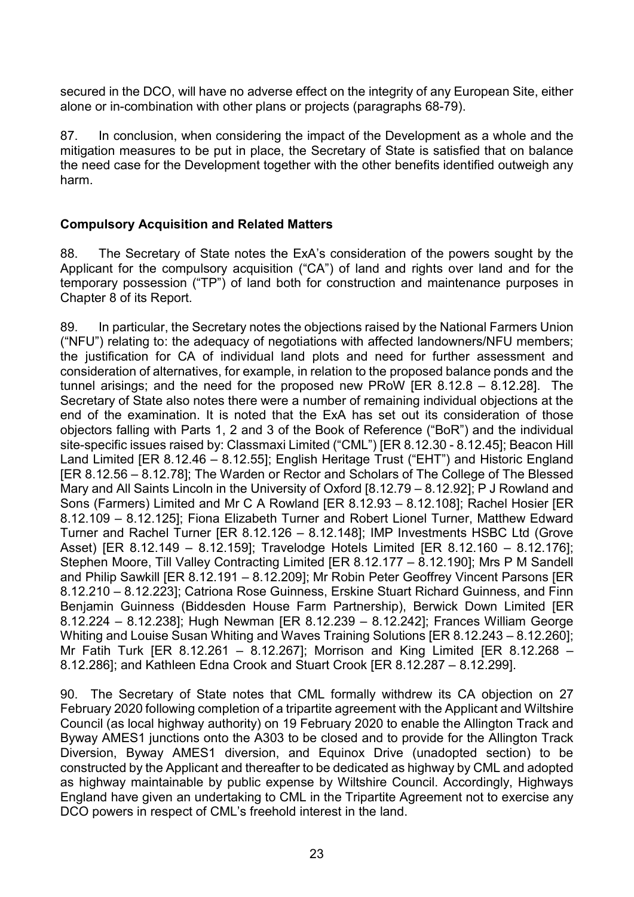secured in the DCO, will have no adverse effect on the integrity of any European Site, either alone or in-combination with other plans or projects (paragraphs 68-79).

87. In conclusion, when considering the impact of the Development as a whole and the mitigation measures to be put in place, the Secretary of State is satisfied that on balance the need case for the Development together with the other benefits identified outweigh any harm.

## Compulsory Acquisition and Related Matters

88. The Secretary of State notes the ExA's consideration of the powers sought by the Applicant for the compulsory acquisition ("CA") of land and rights over land and for the temporary possession ("TP") of land both for construction and maintenance purposes in Chapter 8 of its Report.

89. In particular, the Secretary notes the objections raised by the National Farmers Union ("NFU") relating to: the adequacy of negotiations with affected landowners/NFU members; the justification for CA of individual land plots and need for further assessment and consideration of alternatives, for example, in relation to the proposed balance ponds and the tunnel arisings; and the need for the proposed new PRoW [ER 8.12.8 – 8.12.28]. The Secretary of State also notes there were a number of remaining individual objections at the end of the examination. It is noted that the ExA has set out its consideration of those objectors falling with Parts 1, 2 and 3 of the Book of Reference ("BoR") and the individual site-specific issues raised by: Classmaxi Limited ("CML") [ER 8.12.30 - 8.12.45]; Beacon Hill Land Limited [ER 8.12.46 – 8.12.55]; English Heritage Trust ("EHT") and Historic England [ER 8.12.56 – 8.12.78]; The Warden or Rector and Scholars of The College of The Blessed Mary and All Saints Lincoln in the University of Oxford [8.12.79 – 8.12.92]; P J Rowland and Sons (Farmers) Limited and Mr C A Rowland [ER 8.12.93 – 8.12.108]; Rachel Hosier [ER 8.12.109 – 8.12.125]; Fiona Elizabeth Turner and Robert Lionel Turner, Matthew Edward Turner and Rachel Turner [ER 8.12.126 – 8.12.148]; IMP Investments HSBC Ltd (Grove Asset) [ER 8.12.149 – 8.12.159]; Travelodge Hotels Limited [ER 8.12.160 – 8.12.176]; Stephen Moore, Till Valley Contracting Limited [ER 8.12.177 – 8.12.190]; Mrs P M Sandell and Philip Sawkill [ER 8.12.191 – 8.12.209]; Mr Robin Peter Geoffrey Vincent Parsons [ER 8.12.210 – 8.12.223]; Catriona Rose Guinness, Erskine Stuart Richard Guinness, and Finn Benjamin Guinness (Biddesden House Farm Partnership), Berwick Down Limited [ER 8.12.224 – 8.12.238]; Hugh Newman [ER 8.12.239 – 8.12.242]; Frances William George Whiting and Louise Susan Whiting and Waves Training Solutions [ER 8.12.243 – 8.12.260]; Mr Fatih Turk [ER 8.12.261 – 8.12.267]; Morrison and King Limited [ER 8.12.268 – 8.12.286]; and Kathleen Edna Crook and Stuart Crook [ER 8.12.287 – 8.12.299].

90. The Secretary of State notes that CML formally withdrew its CA objection on 27 February 2020 following completion of a tripartite agreement with the Applicant and Wiltshire Council (as local highway authority) on 19 February 2020 to enable the Allington Track and Byway AMES1 junctions onto the A303 to be closed and to provide for the Allington Track Diversion, Byway AMES1 diversion, and Equinox Drive (unadopted section) to be constructed by the Applicant and thereafter to be dedicated as highway by CML and adopted as highway maintainable by public expense by Wiltshire Council. Accordingly, Highways England have given an undertaking to CML in the Tripartite Agreement not to exercise any DCO powers in respect of CML's freehold interest in the land.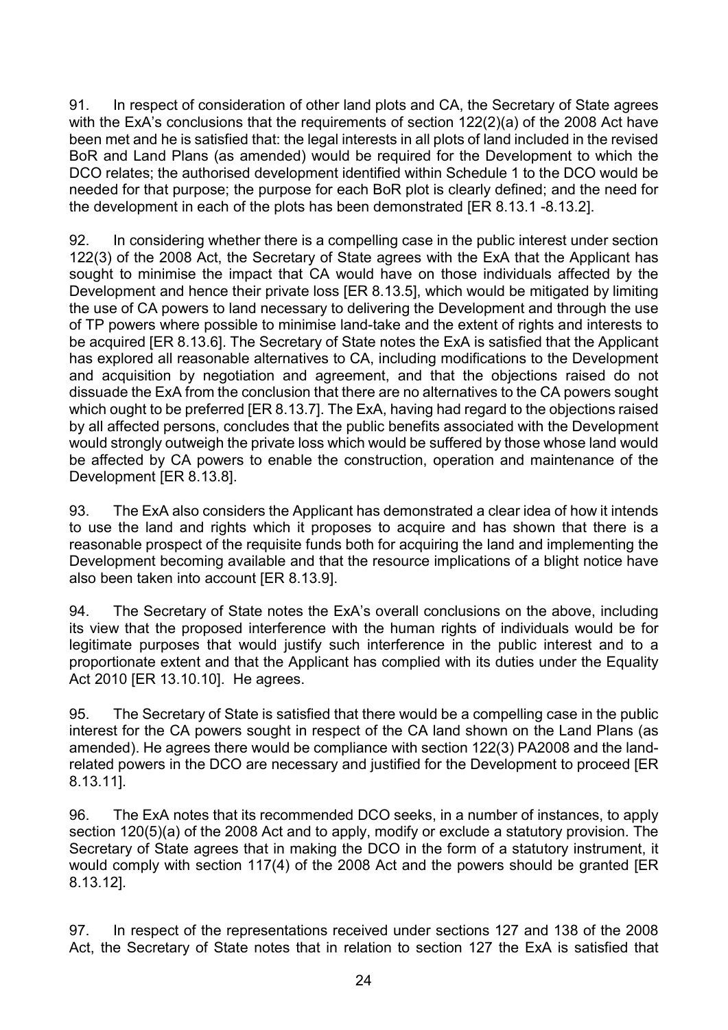91. In respect of consideration of other land plots and CA, the Secretary of State agrees with the ExA's conclusions that the requirements of section 122(2)(a) of the 2008 Act have been met and he is satisfied that: the legal interests in all plots of land included in the revised BoR and Land Plans (as amended) would be required for the Development to which the DCO relates; the authorised development identified within Schedule 1 to the DCO would be needed for that purpose; the purpose for each BoR plot is clearly defined; and the need for the development in each of the plots has been demonstrated [ER 8.13.1 -8.13.2].

92. In considering whether there is a compelling case in the public interest under section 122(3) of the 2008 Act, the Secretary of State agrees with the ExA that the Applicant has sought to minimise the impact that CA would have on those individuals affected by the Development and hence their private loss [ER 8.13.5], which would be mitigated by limiting the use of CA powers to land necessary to delivering the Development and through the use of TP powers where possible to minimise land-take and the extent of rights and interests to be acquired [ER 8.13.6]. The Secretary of State notes the ExA is satisfied that the Applicant has explored all reasonable alternatives to CA, including modifications to the Development and acquisition by negotiation and agreement, and that the objections raised do not dissuade the ExA from the conclusion that there are no alternatives to the CA powers sought which ought to be preferred [ER 8.13.7]. The ExA, having had regard to the objections raised by all affected persons, concludes that the public benefits associated with the Development would strongly outweigh the private loss which would be suffered by those whose land would be affected by CA powers to enable the construction, operation and maintenance of the Development [ER 8.13.8].

93. The ExA also considers the Applicant has demonstrated a clear idea of how it intends to use the land and rights which it proposes to acquire and has shown that there is a reasonable prospect of the requisite funds both for acquiring the land and implementing the Development becoming available and that the resource implications of a blight notice have also been taken into account [ER 8.13.9].

94. The Secretary of State notes the ExA's overall conclusions on the above, including its view that the proposed interference with the human rights of individuals would be for legitimate purposes that would justify such interference in the public interest and to a proportionate extent and that the Applicant has complied with its duties under the Equality Act 2010 [ER 13.10.10]. He agrees.

95. The Secretary of State is satisfied that there would be a compelling case in the public interest for the CA powers sought in respect of the CA land shown on the Land Plans (as amended). He agrees there would be compliance with section 122(3) PA2008 and the land-related powers in the DCO are necessary and justified for the Development to proceed [ER 8.13.11].

96. The ExA notes that its recommended DCO seeks, in a number of instances, to apply section 120(5)(a) of the 2008 Act and to apply, modify or exclude a statutory provision. The Secretary of State agrees that in making the DCO in the form of a statutory instrument, it would comply with section 117(4) of the 2008 Act and the powers should be granted [ER 8.13.12].

97. In respect of the representations received under sections 127 and 138 of the 2008 Act, the Secretary of State notes that in relation to section 127 the ExA is satisfied that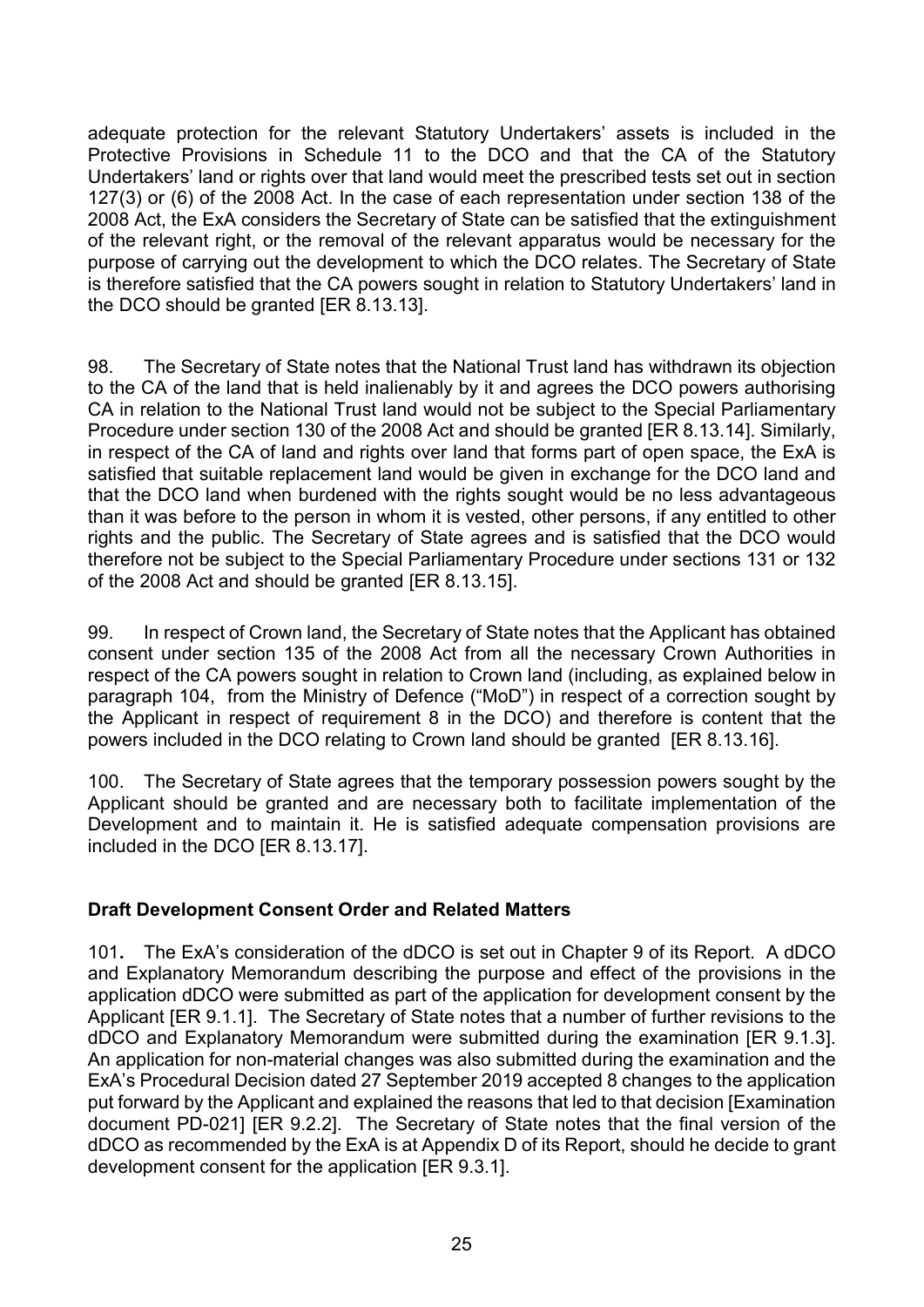adequate protection for the relevant Statutory Undertakers' assets is included in the Protective Provisions in Schedule 11 to the DCO and that the CA of the Statutory Undertakers' land or rights over that land would meet the prescribed tests set out in section 127(3) or (6) of the 2008 Act. In the case of each representation under section 138 of the 2008 Act, the ExA considers the Secretary of State can be satisfied that the extinguishment of the relevant right, or the removal of the relevant apparatus would be necessary for the purpose of carrying out the development to which the DCO relates. The Secretary of State is therefore satisfied that the CA powers sought in relation to Statutory Undertakers' land in the DCO should be granted [ER 8.13.13].

98. The Secretary of State notes that the National Trust land has withdrawn its objection to the CA of the land that is held inalienably by it and agrees the DCO powers authorising CA in relation to the National Trust land would not be subject to the Special Parliamentary Procedure under section 130 of the 2008 Act and should be granted [ER 8.13.14]. Similarly, in respect of the CA of land and rights over land that forms part of open space, the ExA is satisfied that suitable replacement land would be given in exchange for the DCO land and that the DCO land when burdened with the rights sought would be no less advantageous than it was before to the person in whom it is vested, other persons, if any entitled to other rights and the public. The Secretary of State agrees and is satisfied that the DCO would therefore not be subject to the Special Parliamentary Procedure under sections 131 or 132 of the 2008 Act and should be granted [ER 8.13.15].

99. In respect of Crown land, the Secretary of State notes that the Applicant has obtained consent under section 135 of the 2008 Act from all the necessary Crown Authorities in respect of the CA powers sought in relation to Crown land (including, as explained below in paragraph 104, from the Ministry of Defence ("MoD") in respect of a correction sought by the Applicant in respect of requirement 8 in the DCO) and therefore is content that the powers included in the DCO relating to Crown land should be granted [ER 8.13.16].

100. The Secretary of State agrees that the temporary possession powers sought by the Applicant should be granted and are necessary both to facilitate implementation of the Development and to maintain it. He is satisfied adequate compensation provisions are included in the DCO [ER 8.13.17].

## Draft Development Consent Order and Related Matters

101**.** The ExA's consideration of the dDCO is set out in Chapter 9 of its Report. A dDCO and Explanatory Memorandum describing the purpose and effect of the provisions in the application dDCO were submitted as part of the application for development consent by the Applicant [ER 9.1.1]. The Secretary of State notes that a number of further revisions to the dDCO and Explanatory Memorandum were submitted during the examination [ER 9.1.3]. An application for non-material changes was also submitted during the examination and the ExA's Procedural Decision dated 27 September 2019 accepted 8 changes to the application put forward by the Applicant and explained the reasons that led to that decision [Examination document PD-021] [ER 9.2.2]. The Secretary of State notes that the final version of the dDCO as recommended by the ExA is at Appendix D of its Report, should he decide to grant development consent for the application [ER 9.3.1].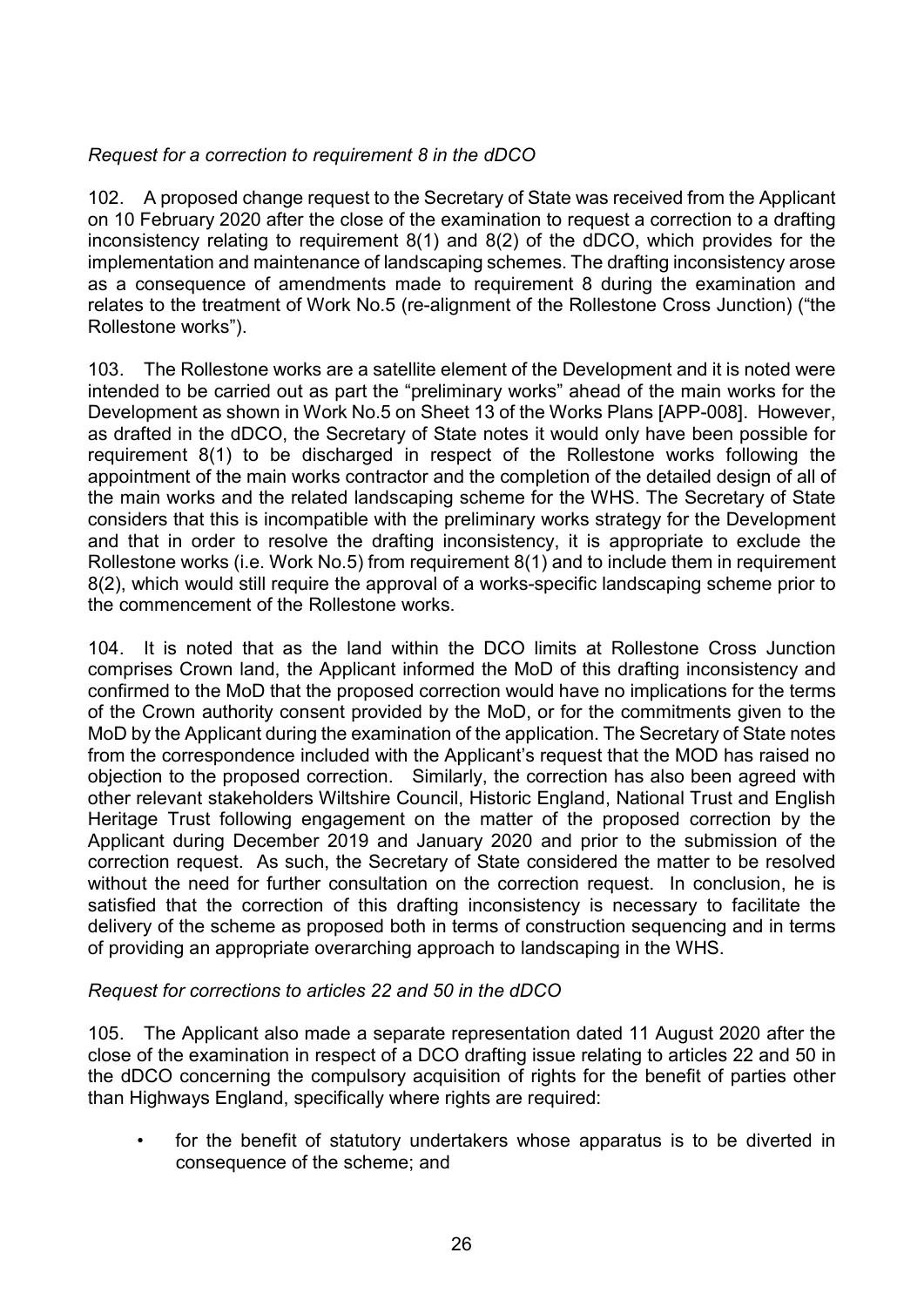*Request for a correction to requirement 8 in the dDCO*

102. A proposed change request to the Secretary of State was received from the Applicant on 10 February 2020 after the close of the examination to request a correction to a drafting inconsistency relating to requirement 8(1) and 8(2) of the dDCO, which provides for the implementation and maintenance of landscaping schemes. The drafting inconsistency arose as a consequence of amendments made to requirement 8 during the examination and relates to the treatment of Work No.5 (re-alignment of the Rollestone Cross Junction) ("the Rollestone works").

103. The Rollestone works are a satellite element of the Development and it is noted were intended to be carried out as part the "preliminary works" ahead of the main works for the Development as shown in Work No.5 on Sheet 13 of the Works Plans [APP-008]. However, as drafted in the dDCO, the Secretary of State notes it would only have been possible for requirement 8(1) to be discharged in respect of the Rollestone works following the appointment of the main works contractor and the completion of the detailed design of all of the main works and the related landscaping scheme for the WHS. The Secretary of State considers that this is incompatible with the preliminary works strategy for the Development and that in order to resolve the drafting inconsistency, it is appropriate to exclude the Rollestone works (i.e. Work No.5) from requirement 8(1) and to include them in requirement 8(2), which would still require the approval of a works-specific landscaping scheme prior to the commencement of the Rollestone works.

104. It is noted that as the land within the DCO limits at Rollestone Cross Junction comprises Crown land, the Applicant informed the MoD of this drafting inconsistency and confirmed to the MoD that the proposed correction would have no implications for the terms of the Crown authority consent provided by the MoD, or for the commitments given to the MoD by the Applicant during the examination of the application. The Secretary of State notes from the correspondence included with the Applicant's request that the MOD has raised no objection to the proposed correction. Similarly, the correction has also been agreed with other relevant stakeholders Wiltshire Council, Historic England, National Trust and English Heritage Trust following engagement on the matter of the proposed correction by the Applicant during December 2019 and January 2020 and prior to the submission of the correction request. As such, the Secretary of State considered the matter to be resolved without the need for further consultation on the correction request. In conclusion, he is satisfied that the correction of this drafting inconsistency is necessary to facilitate the delivery of the scheme as proposed both in terms of construction sequencing and in terms of providing an appropriate overarching approach to landscaping in the WHS.

*Request for corrections to articles 22 and 50 in the dDCO*

105. The Applicant also made a separate representation dated 11 August 2020 after the close of the examination in respect of a DCO drafting issue relating to articles 22 and 50 in the dDCO concerning the compulsory acquisition of rights for the benefit of parties other than Highways England, specifically where rights are required:

- for the benefit of statutory undertakers whose apparatus is to be diverted in consequence of the scheme; and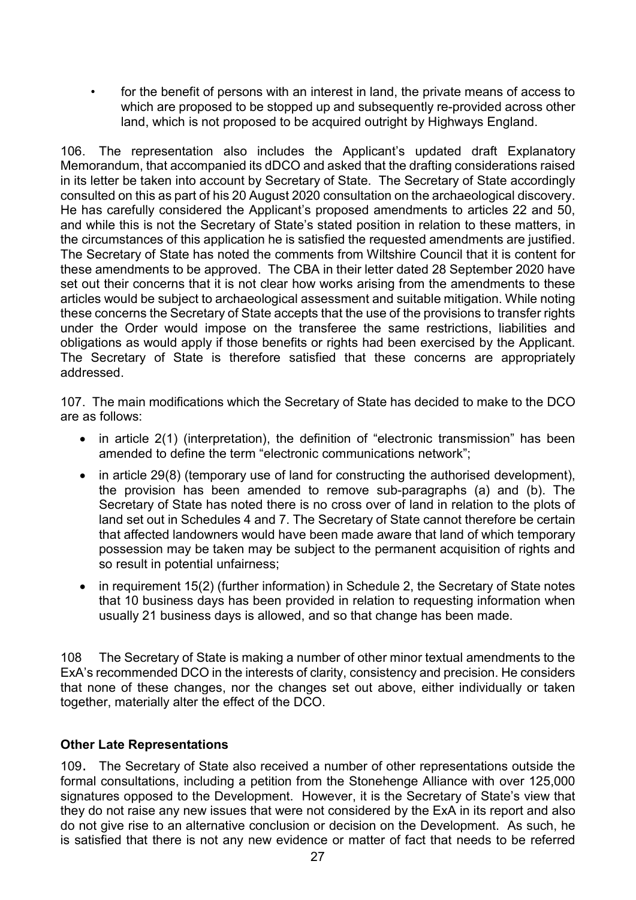- for the benefit of persons with an interest in land, the private means of access to which are proposed to be stopped up and subsequently re-provided across other land, which is not proposed to be acquired outright by Highways England.

106. The representation also includes the Applicant's updated draft Explanatory Memorandum, that accompanied its dDCO and asked that the drafting considerations raised in its letter be taken into account by Secretary of State. The Secretary of State accordingly consulted on this as part of his 20 August 2020 consultation on the archaeological discovery. He has carefully considered the Applicant's proposed amendments to articles 22 and 50, and while this is not the Secretary of State's stated position in relation to these matters, in the circumstances of this application he is satisfied the requested amendments are justified. The Secretary of State has noted the comments from Wiltshire Council that it is content for these amendments to be approved. The CBA in their letter dated 28 September 2020 have set out their concerns that it is not clear how works arising from the amendments to these articles would be subject to archaeological assessment and suitable mitigation. While noting these concerns the Secretary of State accepts that the use of the provisions to transfer rights under the Order would impose on the transferee the same restrictions, liabilities and obligations as would apply if those benefits or rights had been exercised by the Applicant. The Secretary of State is therefore satisfied that these concerns are appropriately addressed.

107. The main modifications which the Secretary of State has decided to make to the DCO are as follows:

- in article 2(1) (interpretation), the definition of "electronic transmission" has been amended to define the term "electronic communications network";
- in article 29(8) (temporary use of land for constructing the authorised development), the provision has been amended to remove sub-paragraphs (a) and (b). The Secretary of State has noted there is no cross over of land in relation to the plots of land set out in Schedules 4 and 7. The Secretary of State cannot therefore be certain that affected landowners would have been made aware that land of which temporary possession may be taken may be subject to the permanent acquisition of rights and so result in potential unfairness;
- in requirement 15(2) (further information) in Schedule 2, the Secretary of State notes that 10 business days has been provided in relation to requesting information when usually 21 business days is allowed, and so that change has been made.

108 The Secretary of State is making a number of other minor textual amendments to the ExA's recommended DCO in the interests of clarity, consistency and precision. He considers that none of these changes, nor the changes set out above, either individually or taken together, materially alter the effect of the DCO.

**Other Late Representations**

109. The Secretary of State also received a number of other representations outside the formal consultations, including a petition from the Stonehenge Alliance with over 125,000 signatures opposed to the Development. However, it is the Secretary of State's view that they do not raise any new issues that were not considered by the ExA in its report and also do not give rise to an alternative conclusion or decision on the Development. As such, he is satisfied that there is not any new evidence or matter of fact that needs to be referred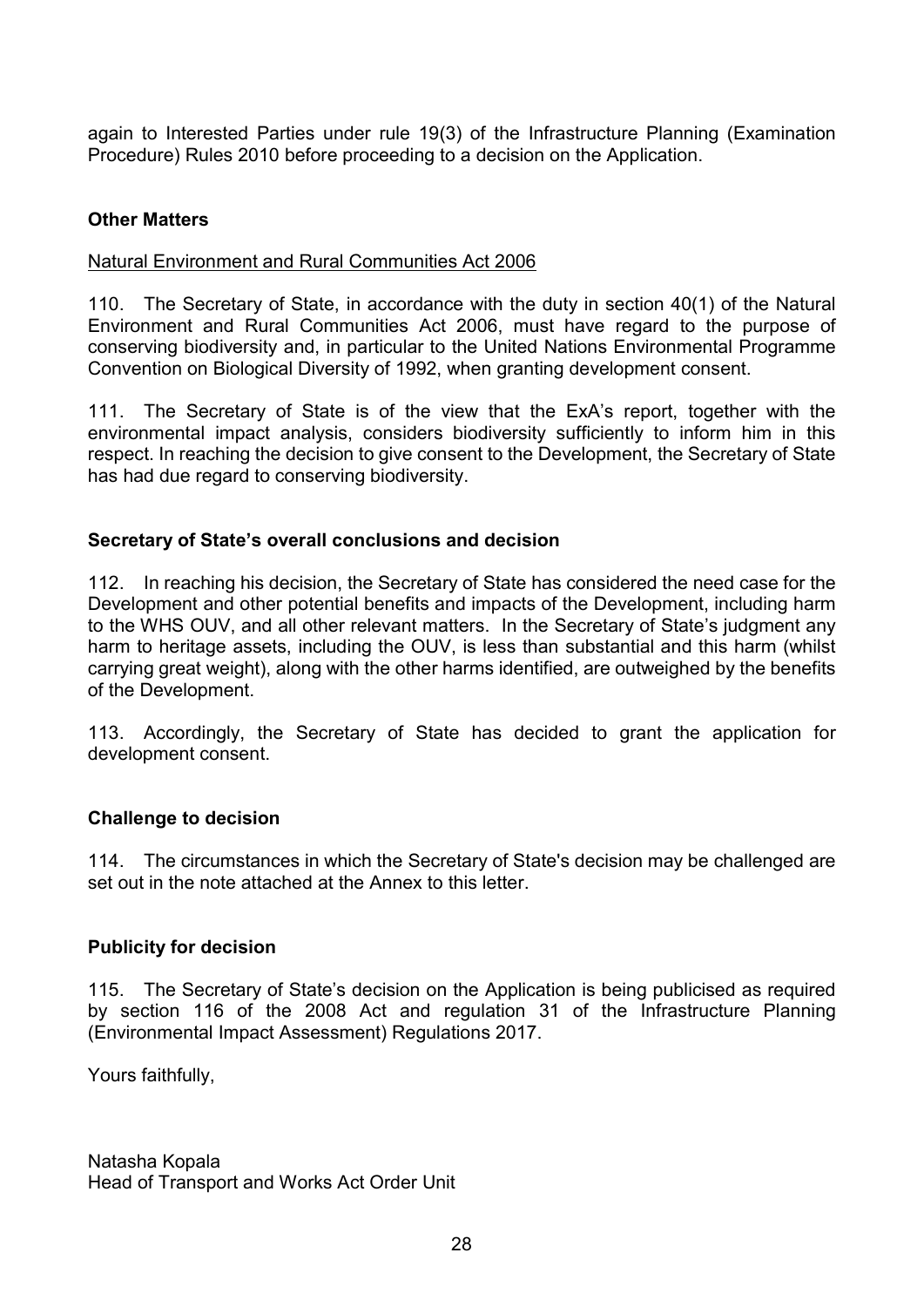again to Interested Parties under rule 19(3) of the Infrastructure Planning (Examination Procedure) Rules 2010 before proceeding to a decision on the Application.

## Other Matters

Natural Environment and Rural Communities Act 2006

110. The Secretary of State, in accordance with the duty in section 40(1) of the Natural Environment and Rural Communities Act 2006, must have regard to the purpose of conserving biodiversity and, in particular to the United Nations Environmental Programme Convention on Biological Diversity of 1992, when granting development consent.

111. The Secretary of State is of the view that the ExA's report, together with the environmental impact analysis, considers biodiversity sufficiently to inform him in this respect. In reaching the decision to give consent to the Development, the Secretary of State has had due regard to conserving biodiversity.

## Secretary of State's overall conclusions and decision

112. In reaching his decision, the Secretary of State has considered the need case for the Development and other potential benefits and impacts of the Development, including harm to the WHS OUV, and all other relevant matters. In the Secretary of State's judgment any harm to heritage assets, including the OUV, is less than substantial and this harm (whilst carrying great weight), along with the other harms identified, are outweighed by the benefits of the Development.

113. Accordingly, the Secretary of State has decided to grant the application for development consent.

## Challenge to decision

114. The circumstances in which the Secretary of State's decision may be challenged are set out in the note attached at the Annex to this letter.

## Publicity for decision

115. The Secretary of State's decision on the Application is being publicised as required by section 116 of the 2008 Act and regulation 31 of the Infrastructure Planning (Environmental Impact Assessment) Regulations 2017.

Yours faithfully,

Natasha Kopala
Head of Transport and Works Act Order Unit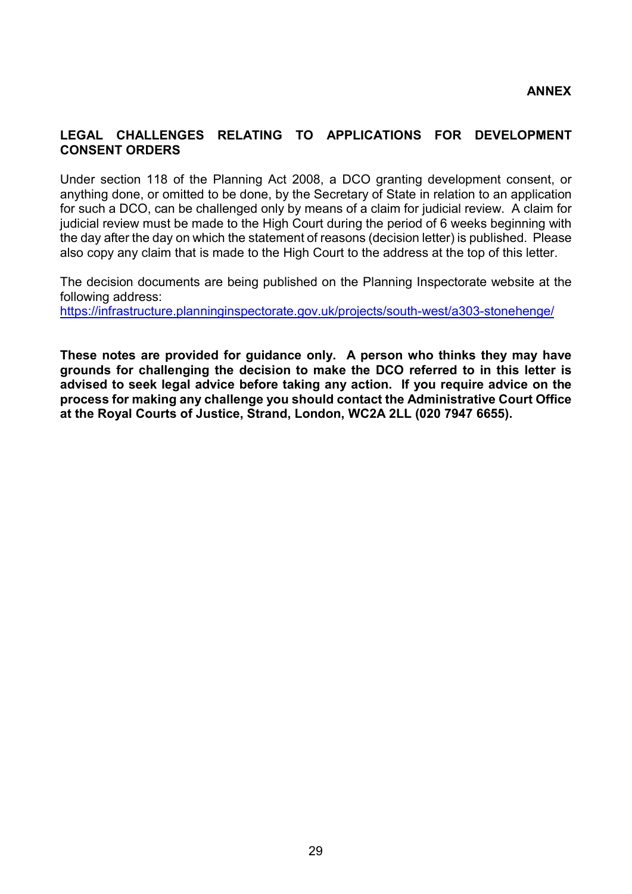**ANNEX**

## LEGAL CHALLENGES RELATING TO APPLICATIONS FOR DEVELOPMENT CONSENT ORDERS

Under section 118 of the Planning Act 2008, a DCO granting development consent, or anything done, or omitted to be done, by the Secretary of State in relation to an application for such a DCO, can be challenged only by means of a claim for judicial review. A claim for judicial review must be made to the High Court during the period of 6 weeks beginning with the day after the day on which the statement of reasons (decision letter) is published. Please also copy any claim that is made to the High Court to the address at the top of this letter.

The decision documents are being published on the Planning Inspectorate website at the following address:
https://infrastructure.planninginspectorate.gov.uk/projects/south-west/a303-stonehenge/

**These notes are provided for guidance only. A person who thinks they may have grounds for challenging the decision to make the DCO referred to in this letter is advised to seek legal advice before taking any action. If you require advice on the process for making any challenge you should contact the Administrative Court Office at the Royal Courts of Justice, Strand, London, WC2A 2LL (020 7947 6655).**